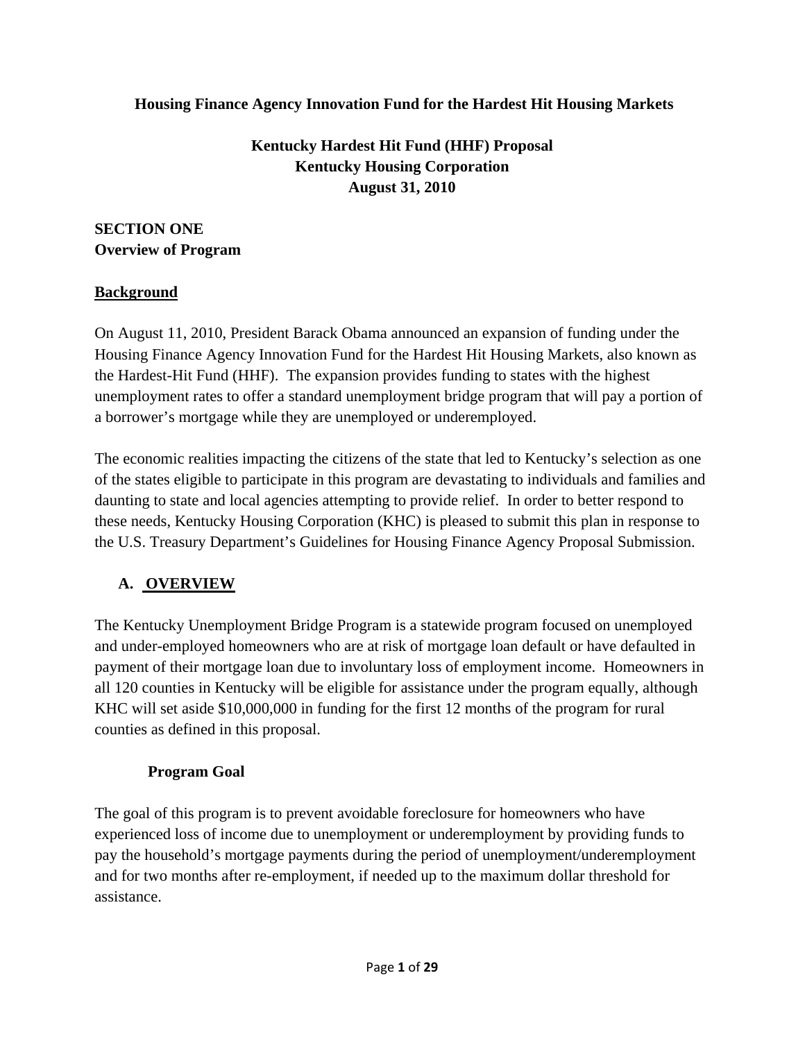**Housing Finance Agency Innovation Fund for the Hardest Hit Housing Markets**

**Kentucky Hardest Hit Fund (HHF) Proposal**
**Kentucky Housing Corporation**
**August 31, 2010**

## SECTION ONE
## Overview of Program

### Background

On August 11, 2010, President Barack Obama announced an expansion of funding under the Housing Finance Agency Innovation Fund for the Hardest Hit Housing Markets, also known as the Hardest-Hit Fund (HHF). The expansion provides funding to states with the highest unemployment rates to offer a standard unemployment bridge program that will pay a portion of a borrower's mortgage while they are unemployed or underemployed.

The economic realities impacting the citizens of the state that led to Kentucky's selection as one of the states eligible to participate in this program are devastating to individuals and families and daunting to state and local agencies attempting to provide relief. In order to better respond to these needs, Kentucky Housing Corporation (KHC) is pleased to submit this plan in response to the U.S. Treasury Department's Guidelines for Housing Finance Agency Proposal Submission.

### A. OVERVIEW

The Kentucky Unemployment Bridge Program is a statewide program focused on unemployed and under-employed homeowners who are at risk of mortgage loan default or have defaulted in payment of their mortgage loan due to involuntary loss of employment income. Homeowners in all 120 counties in Kentucky will be eligible for assistance under the program equally, although KHC will set aside $10,000,000 in funding for the first 12 months of the program for rural counties as defined in this proposal.

#### Program Goal

The goal of this program is to prevent avoidable foreclosure for homeowners who have experienced loss of income due to unemployment or underemployment by providing funds to pay the household's mortgage payments during the period of unemployment/underemployment and for two months after re-employment, if needed up to the maximum dollar threshold for assistance.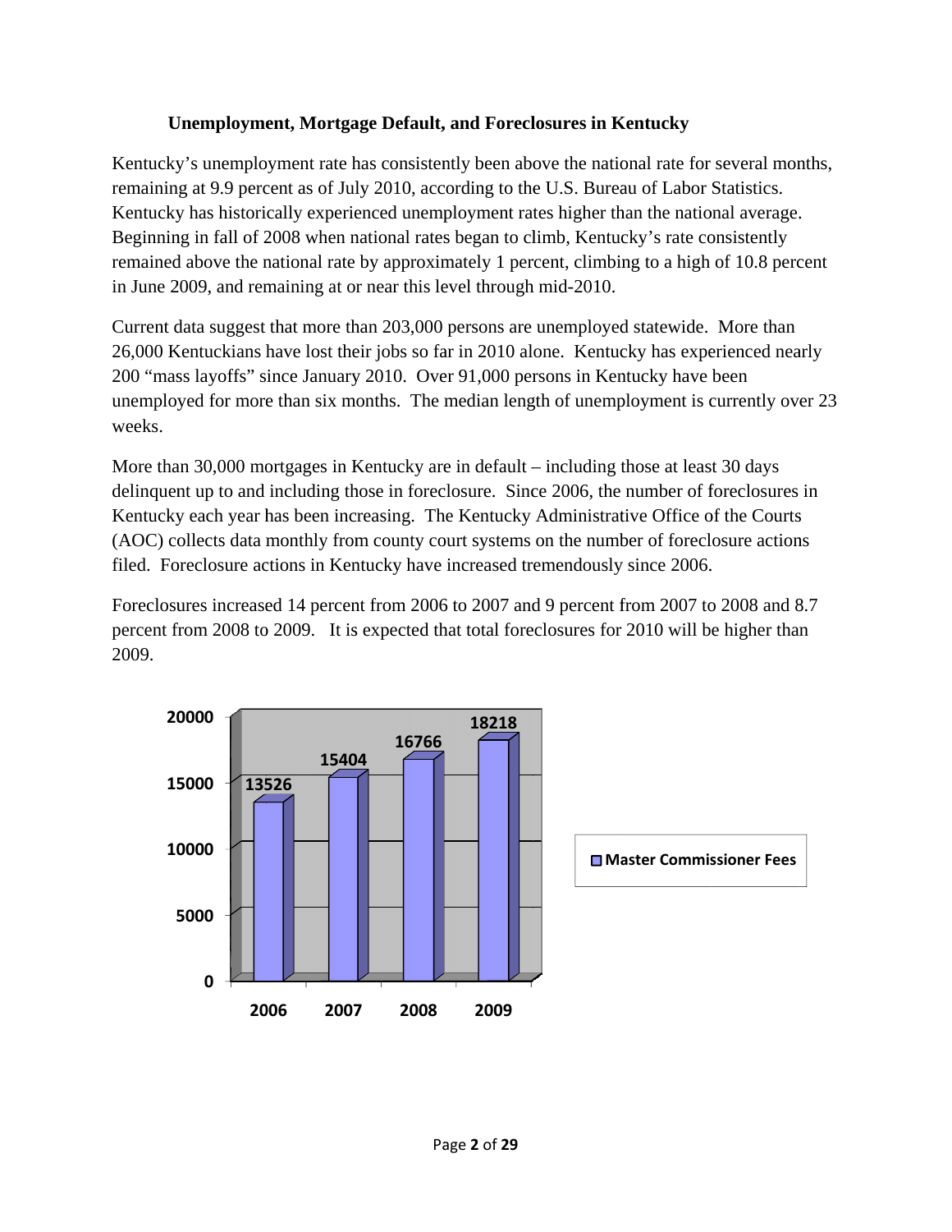### Unemployment, Mortgage Default, and Foreclosures in Kentucky

Kentucky's unemployment rate has consistently been above the national rate for several months, remaining at 9.9 percent as of July 2010, according to the U.S. Bureau of Labor Statistics. Kentucky has historically experienced unemployment rates higher than the national average. Beginning in fall of 2008 when national rates began to climb, Kentucky's rate consistently remained above the national rate by approximately 1 percent, climbing to a high of 10.8 percent in June 2009, and remaining at or near this level through mid-2010.

Current data suggest that more than 203,000 persons are unemployed statewide. More than 26,000 Kentuckians have lost their jobs so far in 2010 alone. Kentucky has experienced nearly 200 "mass layoffs" since January 2010. Over 91,000 persons in Kentucky have been unemployed for more than six months. The median length of unemployment is currently over 23 weeks.

More than 30,000 mortgages in Kentucky are in default – including those at least 30 days delinquent up to and including those in foreclosure. Since 2006, the number of foreclosures in Kentucky each year has been increasing. The Kentucky Administrative Office of the Courts (AOC) collects data monthly from county court systems on the number of foreclosure actions filed. Foreclosure actions in Kentucky have increased tremendously since 2006.

Foreclosures increased 14 percent from 2006 to 2007 and 9 percent from 2007 to 2008 and 8.7 percent from 2008 to 2009. It is expected that total foreclosures for 2010 will be higher than 2009.

| Year | Master Commissioner Fees |
|---|---|
| 2006 | 13526 |
| 2007 | 15404 |
| 2008 | 16766 |
| 2009 | 18218 |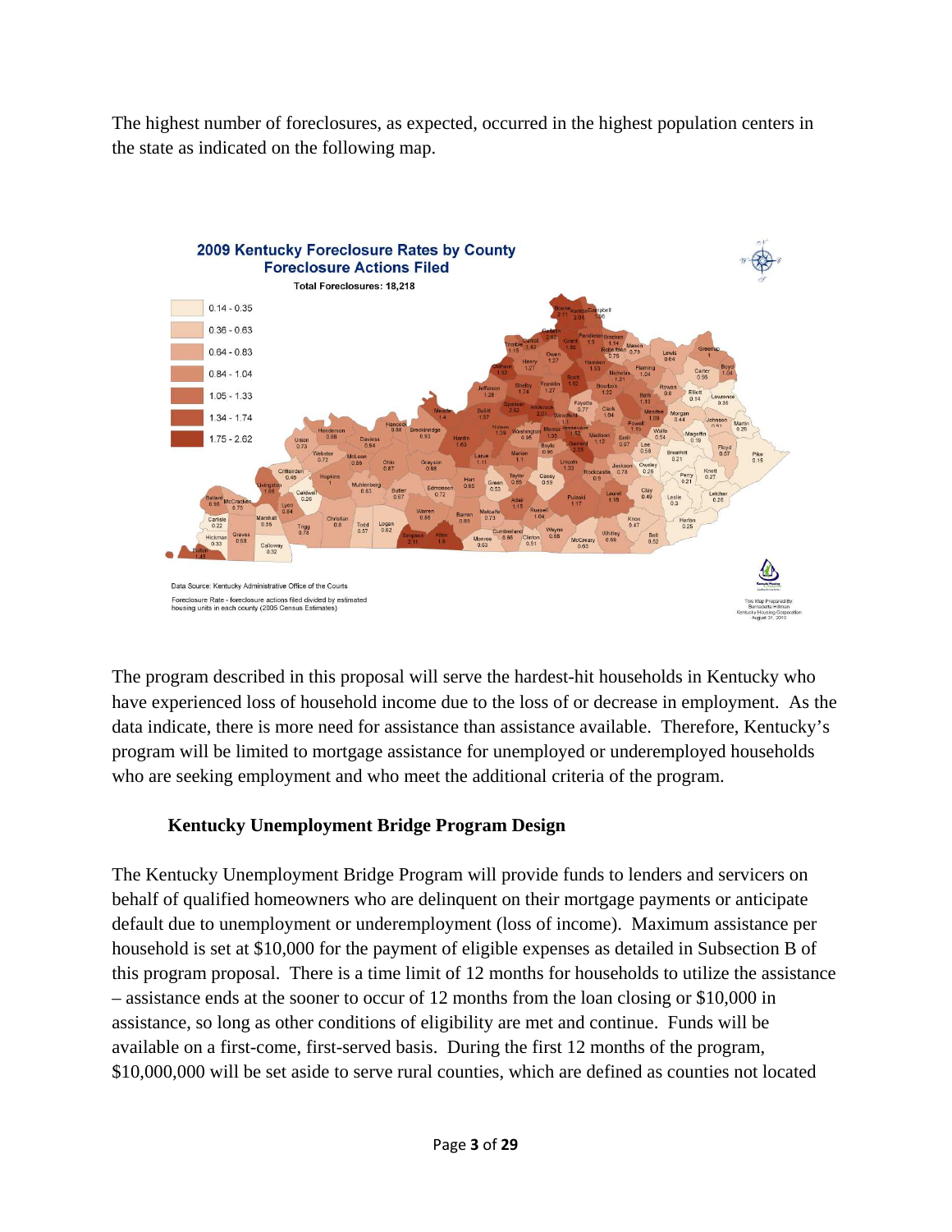The highest number of foreclosures, as expected, occurred in the highest population centers in the state as indicated on the following map.

The program described in this proposal will serve the hardest-hit households in Kentucky who have experienced loss of household income due to the loss of or decrease in employment. As the data indicate, there is more need for assistance than assistance available. Therefore, Kentucky's program will be limited to mortgage assistance for unemployed or underemployed households who are seeking employment and who meet the additional criteria of the program.

### Kentucky Unemployment Bridge Program Design

The Kentucky Unemployment Bridge Program will provide funds to lenders and servicers on behalf of qualified homeowners who are delinquent on their mortgage payments or anticipate default due to unemployment or underemployment (loss of income). Maximum assistance per household is set at $10,000 for the payment of eligible expenses as detailed in Subsection B of this program proposal. There is a time limit of 12 months for households to utilize the assistance – assistance ends at the sooner to occur of 12 months from the loan closing or $10,000 in assistance, so long as other conditions of eligibility are met and continue. Funds will be available on a first-come, first-served basis. During the first 12 months of the program, $10,000,000 will be set aside to serve rural counties, which are defined as counties not located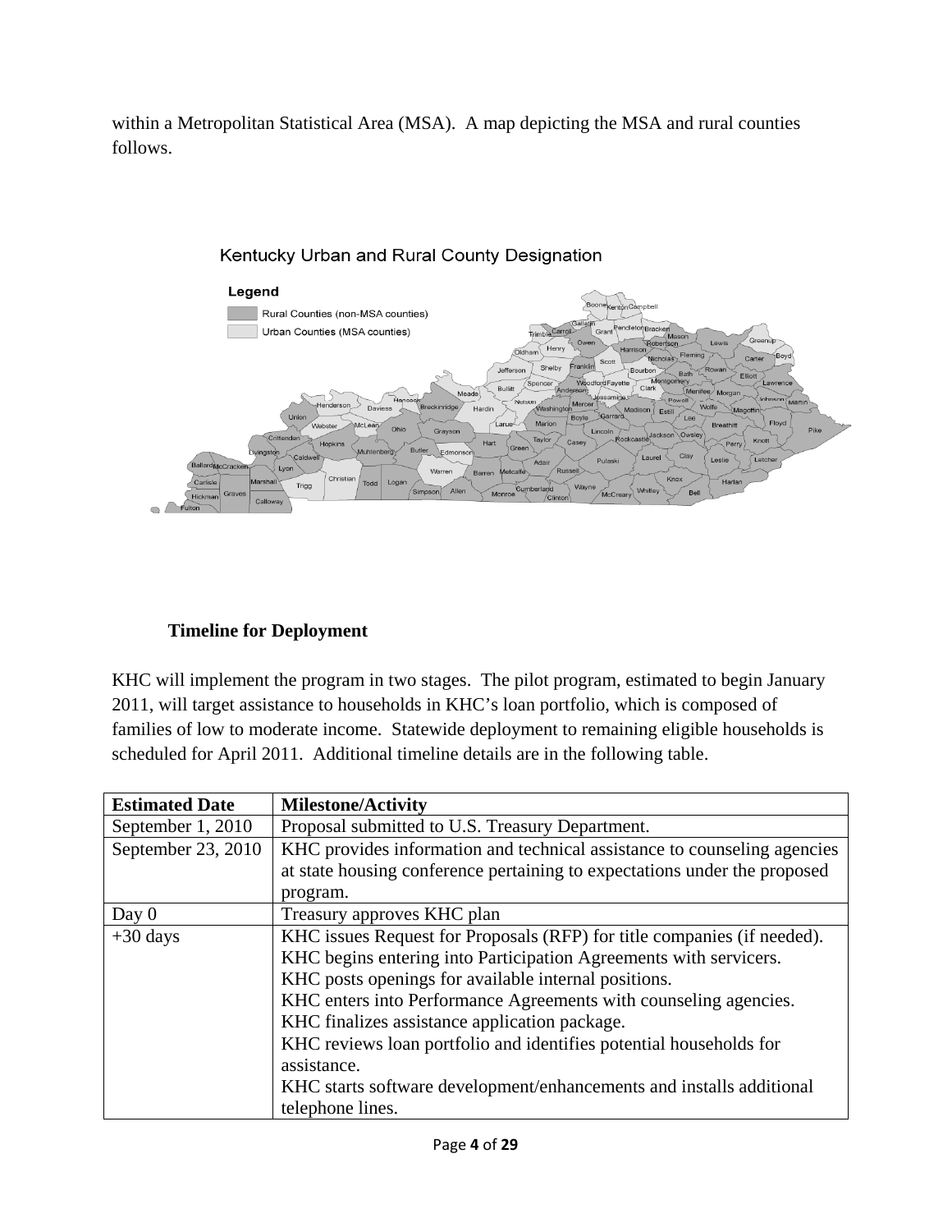within a Metropolitan Statistical Area (MSA). A map depicting the MSA and rural counties follows.

### Timeline for Deployment

KHC will implement the program in two stages. The pilot program, estimated to begin January 2011, will target assistance to households in KHC's loan portfolio, which is composed of families of low to moderate income. Statewide deployment to remaining eligible households is scheduled for April 2011. Additional timeline details are in the following table.

| Estimated Date | Milestone/Activity |
|---|---|
| September 1, 2010 | Proposal submitted to U.S. Treasury Department. |
| September 23, 2010 | KHC provides information and technical assistance to counseling agencies at state housing conference pertaining to expectations under the proposed program. |
| Day 0 | Treasury approves KHC plan |
| +30 days | KHC issues Request for Proposals (RFP) for title companies (if needed). KHC begins entering into Participation Agreements with servicers. KHC posts openings for available internal positions. KHC enters into Performance Agreements with counseling agencies. KHC finalizes assistance application package. KHC reviews loan portfolio and identifies potential households for assistance. KHC starts software development/enhancements and installs additional telephone lines. |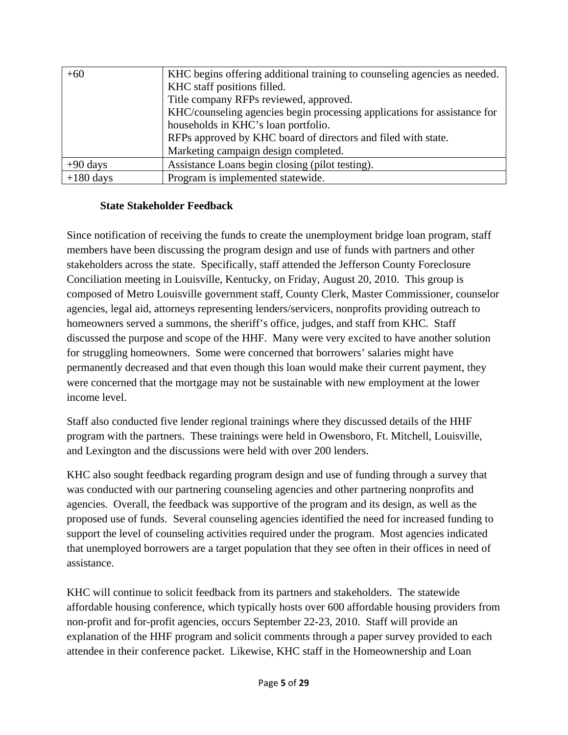| +60 | KHC begins offering additional training to counseling agencies as needed.<br>KHC staff positions filled.<br>Title company RFPs reviewed, approved.<br>KHC/counseling agencies begin processing applications for assistance for households in KHC's loan portfolio.<br>RFPs approved by KHC board of directors and filed with state.<br>Marketing campaign design completed. |
|---|---|
| +90 days | Assistance Loans begin closing (pilot testing). |
| +180 days | Program is implemented statewide. |

### State Stakeholder Feedback

Since notification of receiving the funds to create the unemployment bridge loan program, staff members have been discussing the program design and use of funds with partners and other stakeholders across the state. Specifically, staff attended the Jefferson County Foreclosure Conciliation meeting in Louisville, Kentucky, on Friday, August 20, 2010. This group is composed of Metro Louisville government staff, County Clerk, Master Commissioner, counselor agencies, legal aid, attorneys representing lenders/servicers, nonprofits providing outreach to homeowners served a summons, the sheriff's office, judges, and staff from KHC. Staff discussed the purpose and scope of the HHF. Many were very excited to have another solution for struggling homeowners. Some were concerned that borrowers' salaries might have permanently decreased and that even though this loan would make their current payment, they were concerned that the mortgage may not be sustainable with new employment at the lower income level.

Staff also conducted five lender regional trainings where they discussed details of the HHF program with the partners. These trainings were held in Owensboro, Ft. Mitchell, Louisville, and Lexington and the discussions were held with over 200 lenders.

KHC also sought feedback regarding program design and use of funding through a survey that was conducted with our partnering counseling agencies and other partnering nonprofits and agencies. Overall, the feedback was supportive of the program and its design, as well as the proposed use of funds. Several counseling agencies identified the need for increased funding to support the level of counseling activities required under the program. Most agencies indicated that unemployed borrowers are a target population that they see often in their offices in need of assistance.

KHC will continue to solicit feedback from its partners and stakeholders. The statewide affordable housing conference, which typically hosts over 600 affordable housing providers from non-profit and for-profit agencies, occurs September 22-23, 2010. Staff will provide an explanation of the HHF program and solicit comments through a paper survey provided to each attendee in their conference packet. Likewise, KHC staff in the Homeownership and Loan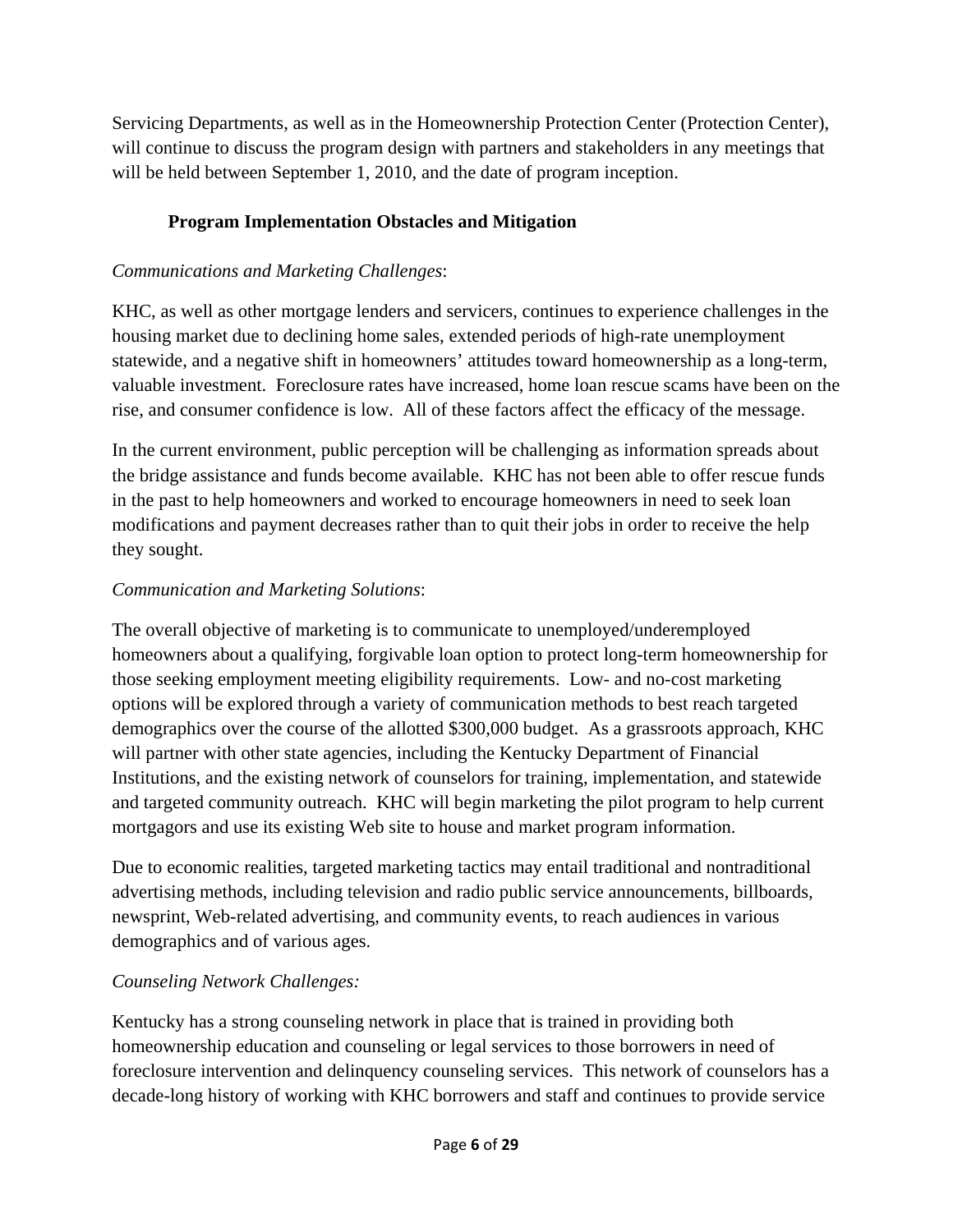Servicing Departments, as well as in the Homeownership Protection Center (Protection Center), will continue to discuss the program design with partners and stakeholders in any meetings that will be held between September 1, 2010, and the date of program inception.

## Program Implementation Obstacles and Mitigation

*Communications and Marketing Challenges*:

KHC, as well as other mortgage lenders and servicers, continues to experience challenges in the housing market due to declining home sales, extended periods of high-rate unemployment statewide, and a negative shift in homeowners' attitudes toward homeownership as a long-term, valuable investment. Foreclosure rates have increased, home loan rescue scams have been on the rise, and consumer confidence is low. All of these factors affect the efficacy of the message.

In the current environment, public perception will be challenging as information spreads about the bridge assistance and funds become available. KHC has not been able to offer rescue funds in the past to help homeowners and worked to encourage homeowners in need to seek loan modifications and payment decreases rather than to quit their jobs in order to receive the help they sought.

*Communication and Marketing Solutions*:

The overall objective of marketing is to communicate to unemployed/underemployed homeowners about a qualifying, forgivable loan option to protect long-term homeownership for those seeking employment meeting eligibility requirements. Low- and no-cost marketing options will be explored through a variety of communication methods to best reach targeted demographics over the course of the allotted $300,000 budget. As a grassroots approach, KHC will partner with other state agencies, including the Kentucky Department of Financial Institutions, and the existing network of counselors for training, implementation, and statewide and targeted community outreach. KHC will begin marketing the pilot program to help current mortgagors and use its existing Web site to house and market program information.

Due to economic realities, targeted marketing tactics may entail traditional and nontraditional advertising methods, including television and radio public service announcements, billboards, newsprint, Web-related advertising, and community events, to reach audiences in various demographics and of various ages.

*Counseling Network Challenges:*

Kentucky has a strong counseling network in place that is trained in providing both homeownership education and counseling or legal services to those borrowers in need of foreclosure intervention and delinquency counseling services. This network of counselors has a decade-long history of working with KHC borrowers and staff and continues to provide service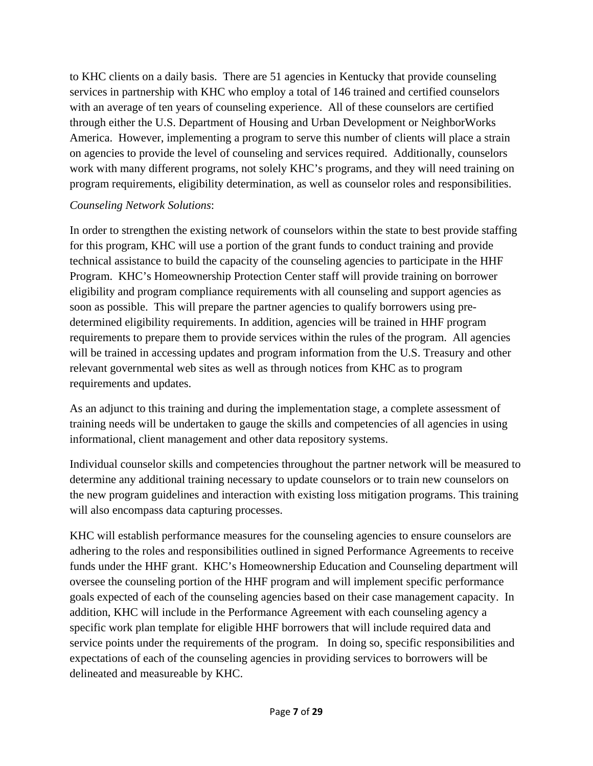to KHC clients on a daily basis. There are 51 agencies in Kentucky that provide counseling services in partnership with KHC who employ a total of 146 trained and certified counselors with an average of ten years of counseling experience. All of these counselors are certified through either the U.S. Department of Housing and Urban Development or NeighborWorks America. However, implementing a program to serve this number of clients will place a strain on agencies to provide the level of counseling and services required. Additionally, counselors work with many different programs, not solely KHC's programs, and they will need training on program requirements, eligibility determination, as well as counselor roles and responsibilities.

*Counseling Network Solutions*:

In order to strengthen the existing network of counselors within the state to best provide staffing for this program, KHC will use a portion of the grant funds to conduct training and provide technical assistance to build the capacity of the counseling agencies to participate in the HHF Program. KHC's Homeownership Protection Center staff will provide training on borrower eligibility and program compliance requirements with all counseling and support agencies as soon as possible. This will prepare the partner agencies to qualify borrowers using pre-determined eligibility requirements. In addition, agencies will be trained in HHF program requirements to prepare them to provide services within the rules of the program. All agencies will be trained in accessing updates and program information from the U.S. Treasury and other relevant governmental web sites as well as through notices from KHC as to program requirements and updates.

As an adjunct to this training and during the implementation stage, a complete assessment of training needs will be undertaken to gauge the skills and competencies of all agencies in using informational, client management and other data repository systems.

Individual counselor skills and competencies throughout the partner network will be measured to determine any additional training necessary to update counselors or to train new counselors on the new program guidelines and interaction with existing loss mitigation programs. This training will also encompass data capturing processes.

KHC will establish performance measures for the counseling agencies to ensure counselors are adhering to the roles and responsibilities outlined in signed Performance Agreements to receive funds under the HHF grant. KHC's Homeownership Education and Counseling department will oversee the counseling portion of the HHF program and will implement specific performance goals expected of each of the counseling agencies based on their case management capacity. In addition, KHC will include in the Performance Agreement with each counseling agency a specific work plan template for eligible HHF borrowers that will include required data and service points under the requirements of the program. In doing so, specific responsibilities and expectations of each of the counseling agencies in providing services to borrowers will be delineated and measureable by KHC.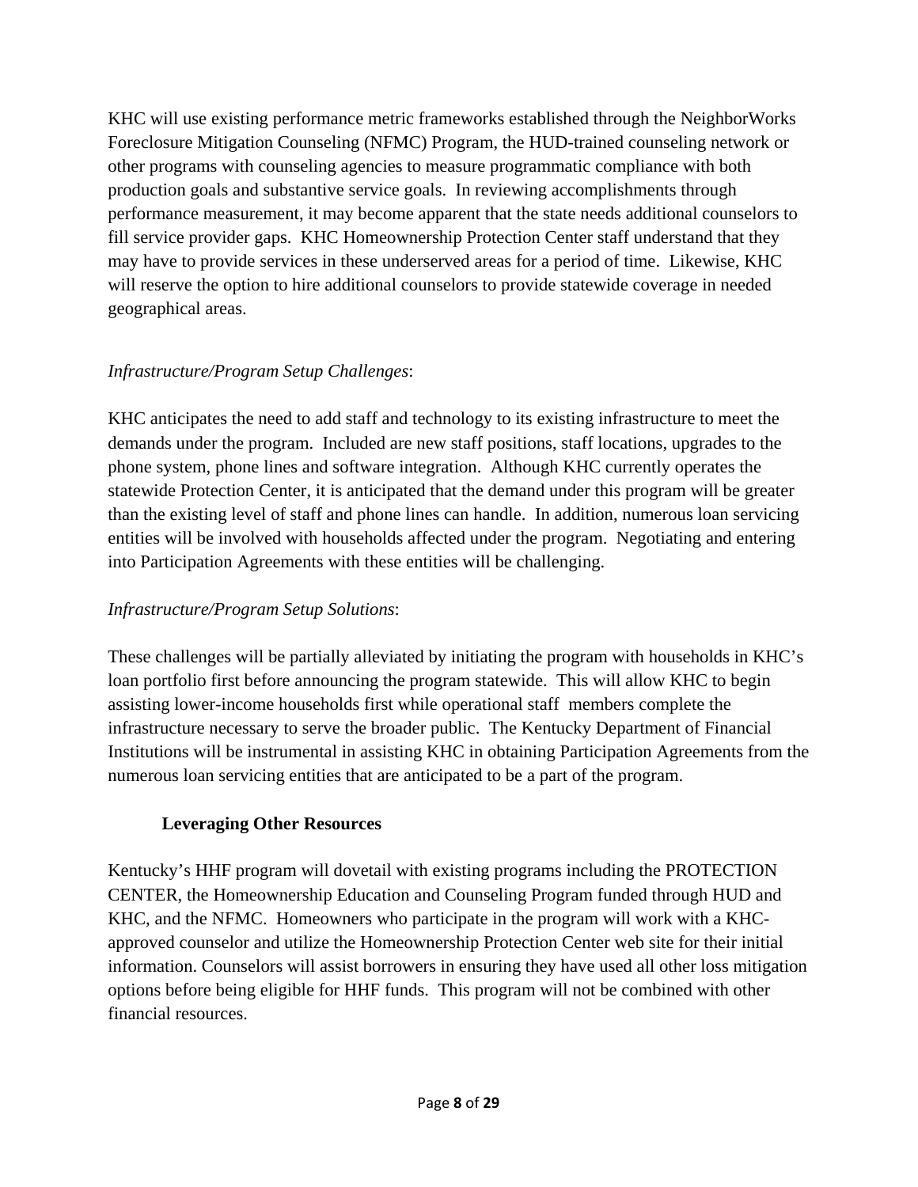KHC will use existing performance metric frameworks established through the NeighborWorks Foreclosure Mitigation Counseling (NFMC) Program, the HUD-trained counseling network or other programs with counseling agencies to measure programmatic compliance with both production goals and substantive service goals. In reviewing accomplishments through performance measurement, it may become apparent that the state needs additional counselors to fill service provider gaps. KHC Homeownership Protection Center staff understand that they may have to provide services in these underserved areas for a period of time. Likewise, KHC will reserve the option to hire additional counselors to provide statewide coverage in needed geographical areas.

*Infrastructure/Program Setup Challenges*:

KHC anticipates the need to add staff and technology to its existing infrastructure to meet the demands under the program. Included are new staff positions, staff locations, upgrades to the phone system, phone lines and software integration. Although KHC currently operates the statewide Protection Center, it is anticipated that the demand under this program will be greater than the existing level of staff and phone lines can handle. In addition, numerous loan servicing entities will be involved with households affected under the program. Negotiating and entering into Participation Agreements with these entities will be challenging.

*Infrastructure/Program Setup Solutions*:

These challenges will be partially alleviated by initiating the program with households in KHC's loan portfolio first before announcing the program statewide. This will allow KHC to begin assisting lower-income households first while operational staff members complete the infrastructure necessary to serve the broader public. The Kentucky Department of Financial Institutions will be instrumental in assisting KHC in obtaining Participation Agreements from the numerous loan servicing entities that are anticipated to be a part of the program.

**Leveraging Other Resources**

Kentucky's HHF program will dovetail with existing programs including the PROTECTION CENTER, the Homeownership Education and Counseling Program funded through HUD and KHC, and the NFMC. Homeowners who participate in the program will work with a KHC-approved counselor and utilize the Homeownership Protection Center web site for their initial information. Counselors will assist borrowers in ensuring they have used all other loss mitigation options before being eligible for HHF funds. This program will not be combined with other financial resources.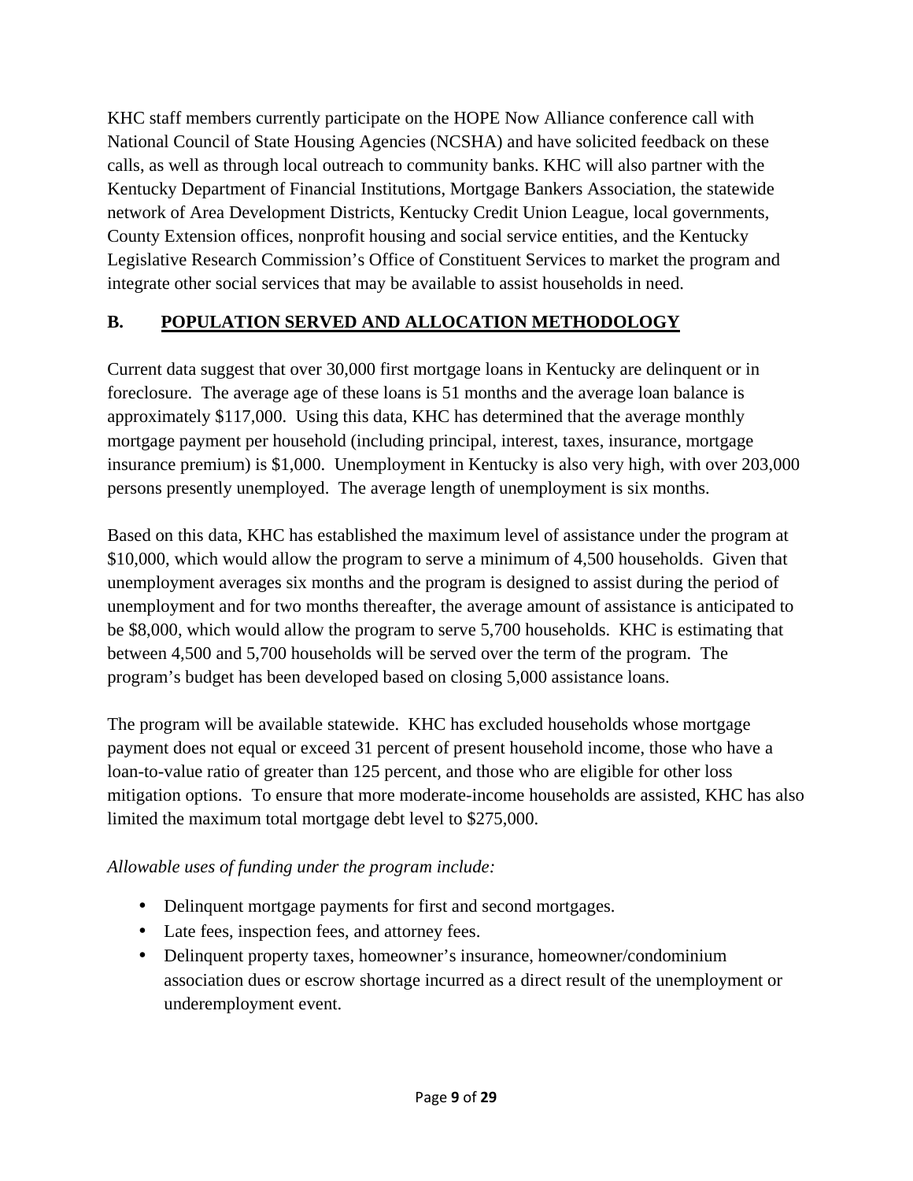KHC staff members currently participate on the HOPE Now Alliance conference call with National Council of State Housing Agencies (NCSHA) and have solicited feedback on these calls, as well as through local outreach to community banks. KHC will also partner with the Kentucky Department of Financial Institutions, Mortgage Bankers Association, the statewide network of Area Development Districts, Kentucky Credit Union League, local governments, County Extension offices, nonprofit housing and social service entities, and the Kentucky Legislative Research Commission's Office of Constituent Services to market the program and integrate other social services that may be available to assist households in need.

## B. POPULATION SERVED AND ALLOCATION METHODOLOGY

Current data suggest that over 30,000 first mortgage loans in Kentucky are delinquent or in foreclosure. The average age of these loans is 51 months and the average loan balance is approximately $117,000. Using this data, KHC has determined that the average monthly mortgage payment per household (including principal, interest, taxes, insurance, mortgage insurance premium) is $1,000. Unemployment in Kentucky is also very high, with over 203,000 persons presently unemployed. The average length of unemployment is six months.

Based on this data, KHC has established the maximum level of assistance under the program at $10,000, which would allow the program to serve a minimum of 4,500 households. Given that unemployment averages six months and the program is designed to assist during the period of unemployment and for two months thereafter, the average amount of assistance is anticipated to be $8,000, which would allow the program to serve 5,700 households. KHC is estimating that between 4,500 and 5,700 households will be served over the term of the program. The program's budget has been developed based on closing 5,000 assistance loans.

The program will be available statewide. KHC has excluded households whose mortgage payment does not equal or exceed 31 percent of present household income, those who have a loan-to-value ratio of greater than 125 percent, and those who are eligible for other loss mitigation options. To ensure that more moderate-income households are assisted, KHC has also limited the maximum total mortgage debt level to $275,000.

*Allowable uses of funding under the program include:*

- Delinquent mortgage payments for first and second mortgages.
- Late fees, inspection fees, and attorney fees.
- Delinquent property taxes, homeowner's insurance, homeowner/condominium association dues or escrow shortage incurred as a direct result of the unemployment or underemployment event.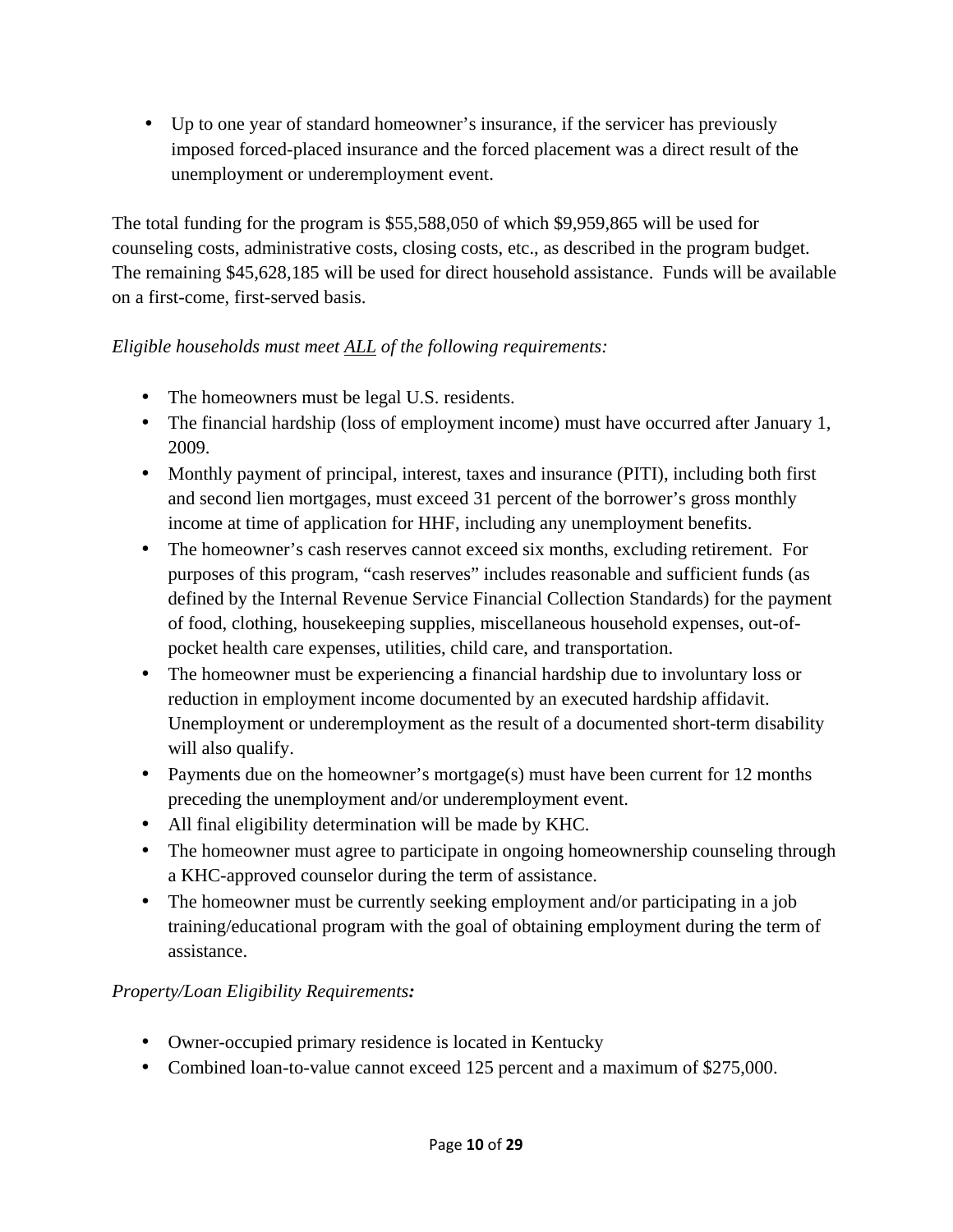- Up to one year of standard homeowner's insurance, if the servicer has previously imposed forced-placed insurance and the forced placement was a direct result of the unemployment or underemployment event.

The total funding for the program is $55,588,050 of which $9,959,865 will be used for counseling costs, administrative costs, closing costs, etc., as described in the program budget. The remaining $45,628,185 will be used for direct household assistance. Funds will be available on a first-come, first-served basis.

*Eligible households must meet <u>ALL</u> of the following requirements:*

- The homeowners must be legal U.S. residents.
- The financial hardship (loss of employment income) must have occurred after January 1, 2009.
- Monthly payment of principal, interest, taxes and insurance (PITI), including both first and second lien mortgages, must exceed 31 percent of the borrower's gross monthly income at time of application for HHF, including any unemployment benefits.
- The homeowner's cash reserves cannot exceed six months, excluding retirement. For purposes of this program, "cash reserves" includes reasonable and sufficient funds (as defined by the Internal Revenue Service Financial Collection Standards) for the payment of food, clothing, housekeeping supplies, miscellaneous household expenses, out-of-pocket health care expenses, utilities, child care, and transportation.
- The homeowner must be experiencing a financial hardship due to involuntary loss or reduction in employment income documented by an executed hardship affidavit. Unemployment or underemployment as the result of a documented short-term disability will also qualify.
- Payments due on the homeowner's mortgage(s) must have been current for 12 months preceding the unemployment and/or underemployment event.
- All final eligibility determination will be made by KHC.
- The homeowner must agree to participate in ongoing homeownership counseling through a KHC-approved counselor during the term of assistance.
- The homeowner must be currently seeking employment and/or participating in a job training/educational program with the goal of obtaining employment during the term of assistance.

*Property/Loan Eligibility Requirements**:***

- Owner-occupied primary residence is located in Kentucky
- Combined loan-to-value cannot exceed 125 percent and a maximum of $275,000.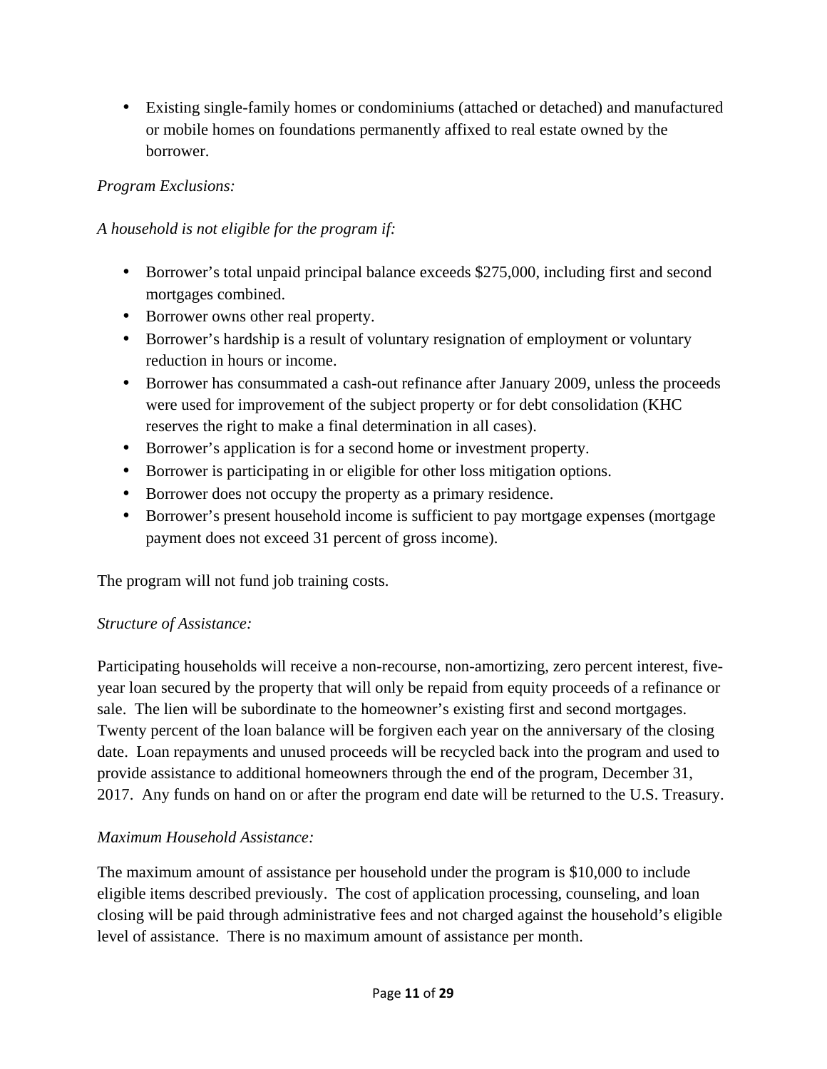- Existing single-family homes or condominiums (attached or detached) and manufactured or mobile homes on foundations permanently affixed to real estate owned by the borrower.

*Program Exclusions:*

*A household is not eligible for the program if:*

- Borrower's total unpaid principal balance exceeds $275,000, including first and second mortgages combined.
- Borrower owns other real property.
- Borrower's hardship is a result of voluntary resignation of employment or voluntary reduction in hours or income.
- Borrower has consummated a cash-out refinance after January 2009, unless the proceeds were used for improvement of the subject property or for debt consolidation (KHC reserves the right to make a final determination in all cases).
- Borrower's application is for a second home or investment property.
- Borrower is participating in or eligible for other loss mitigation options.
- Borrower does not occupy the property as a primary residence.
- Borrower's present household income is sufficient to pay mortgage expenses (mortgage payment does not exceed 31 percent of gross income).

The program will not fund job training costs.

*Structure of Assistance:*

Participating households will receive a non-recourse, non-amortizing, zero percent interest, five-year loan secured by the property that will only be repaid from equity proceeds of a refinance or sale. The lien will be subordinate to the homeowner's existing first and second mortgages. Twenty percent of the loan balance will be forgiven each year on the anniversary of the closing date. Loan repayments and unused proceeds will be recycled back into the program and used to provide assistance to additional homeowners through the end of the program, December 31, 2017. Any funds on hand on or after the program end date will be returned to the U.S. Treasury.

*Maximum Household Assistance:*

The maximum amount of assistance per household under the program is $10,000 to include eligible items described previously. The cost of application processing, counseling, and loan closing will be paid through administrative fees and not charged against the household's eligible level of assistance. There is no maximum amount of assistance per month.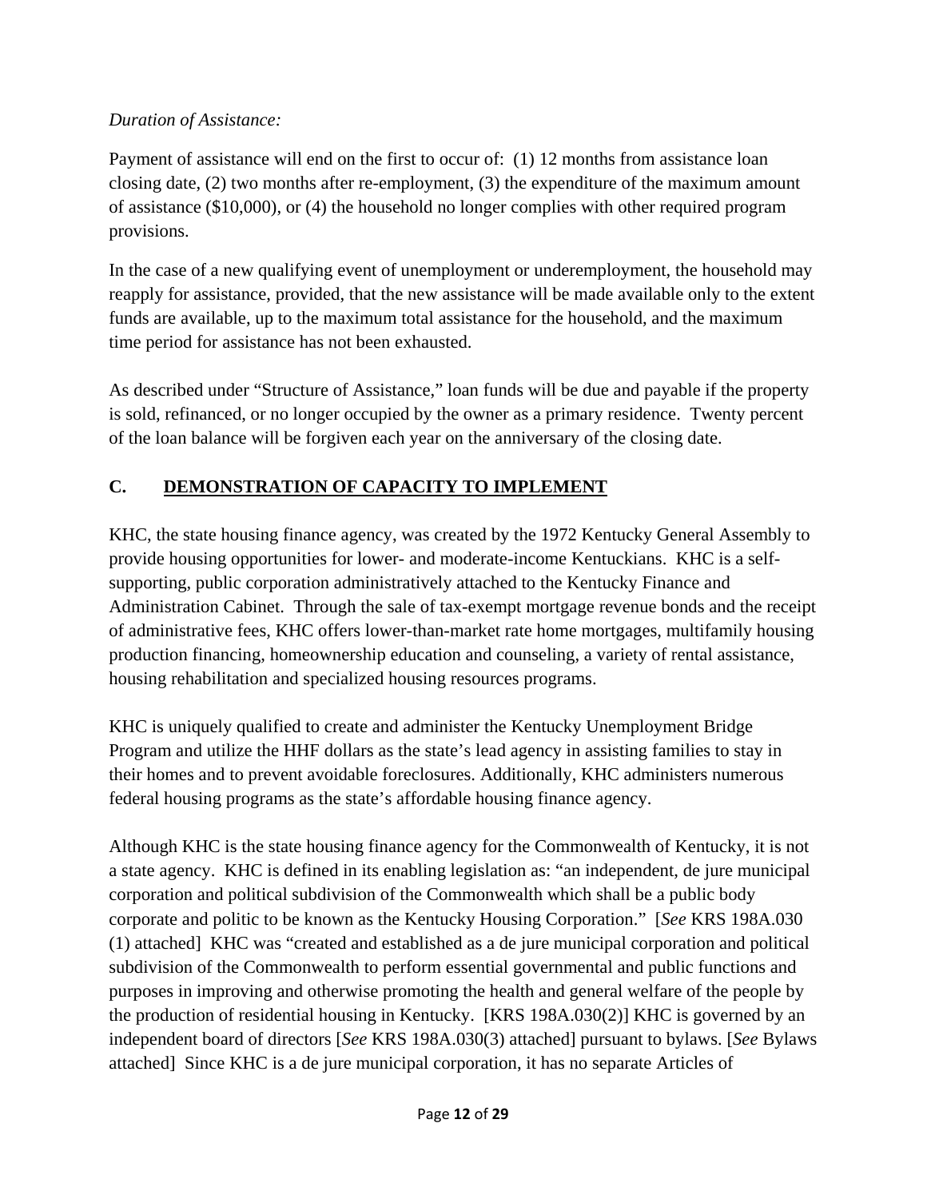*Duration of Assistance:*

Payment of assistance will end on the first to occur of: (1) 12 months from assistance loan closing date, (2) two months after re-employment, (3) the expenditure of the maximum amount of assistance ($10,000), or (4) the household no longer complies with other required program provisions.

In the case of a new qualifying event of unemployment or underemployment, the household may reapply for assistance, provided, that the new assistance will be made available only to the extent funds are available, up to the maximum total assistance for the household, and the maximum time period for assistance has not been exhausted.

As described under "Structure of Assistance," loan funds will be due and payable if the property is sold, refinanced, or no longer occupied by the owner as a primary residence. Twenty percent of the loan balance will be forgiven each year on the anniversary of the closing date.

## C. DEMONSTRATION OF CAPACITY TO IMPLEMENT

KHC, the state housing finance agency, was created by the 1972 Kentucky General Assembly to provide housing opportunities for lower- and moderate-income Kentuckians. KHC is a self-supporting, public corporation administratively attached to the Kentucky Finance and Administration Cabinet. Through the sale of tax-exempt mortgage revenue bonds and the receipt of administrative fees, KHC offers lower-than-market rate home mortgages, multifamily housing production financing, homeownership education and counseling, a variety of rental assistance, housing rehabilitation and specialized housing resources programs.

KHC is uniquely qualified to create and administer the Kentucky Unemployment Bridge Program and utilize the HHF dollars as the state's lead agency in assisting families to stay in their homes and to prevent avoidable foreclosures. Additionally, KHC administers numerous federal housing programs as the state's affordable housing finance agency.

Although KHC is the state housing finance agency for the Commonwealth of Kentucky, it is not a state agency. KHC is defined in its enabling legislation as: "an independent, de jure municipal corporation and political subdivision of the Commonwealth which shall be a public body corporate and politic to be known as the Kentucky Housing Corporation." [*See* KRS 198A.030 (1) attached] KHC was "created and established as a de jure municipal corporation and political subdivision of the Commonwealth to perform essential governmental and public functions and purposes in improving and otherwise promoting the health and general welfare of the people by the production of residential housing in Kentucky. [KRS 198A.030(2)] KHC is governed by an independent board of directors [*See* KRS 198A.030(3) attached] pursuant to bylaws. [*See* Bylaws attached] Since KHC is a de jure municipal corporation, it has no separate Articles of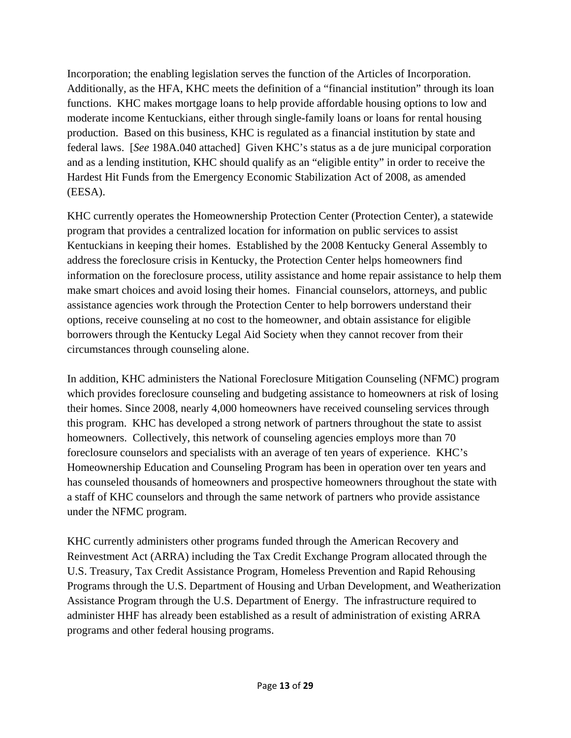Incorporation; the enabling legislation serves the function of the Articles of Incorporation. Additionally, as the HFA, KHC meets the definition of a "financial institution" through its loan functions. KHC makes mortgage loans to help provide affordable housing options to low and moderate income Kentuckians, either through single-family loans or loans for rental housing production. Based on this business, KHC is regulated as a financial institution by state and federal laws. [*See* 198A.040 attached] Given KHC's status as a de jure municipal corporation and as a lending institution, KHC should qualify as an "eligible entity" in order to receive the Hardest Hit Funds from the Emergency Economic Stabilization Act of 2008, as amended (EESA).

KHC currently operates the Homeownership Protection Center (Protection Center), a statewide program that provides a centralized location for information on public services to assist Kentuckians in keeping their homes. Established by the 2008 Kentucky General Assembly to address the foreclosure crisis in Kentucky, the Protection Center helps homeowners find information on the foreclosure process, utility assistance and home repair assistance to help them make smart choices and avoid losing their homes. Financial counselors, attorneys, and public assistance agencies work through the Protection Center to help borrowers understand their options, receive counseling at no cost to the homeowner, and obtain assistance for eligible borrowers through the Kentucky Legal Aid Society when they cannot recover from their circumstances through counseling alone.

In addition, KHC administers the National Foreclosure Mitigation Counseling (NFMC) program which provides foreclosure counseling and budgeting assistance to homeowners at risk of losing their homes. Since 2008, nearly 4,000 homeowners have received counseling services through this program. KHC has developed a strong network of partners throughout the state to assist homeowners. Collectively, this network of counseling agencies employs more than 70 foreclosure counselors and specialists with an average of ten years of experience. KHC's Homeownership Education and Counseling Program has been in operation over ten years and has counseled thousands of homeowners and prospective homeowners throughout the state with a staff of KHC counselors and through the same network of partners who provide assistance under the NFMC program.

KHC currently administers other programs funded through the American Recovery and Reinvestment Act (ARRA) including the Tax Credit Exchange Program allocated through the U.S. Treasury, Tax Credit Assistance Program, Homeless Prevention and Rapid Rehousing Programs through the U.S. Department of Housing and Urban Development, and Weatherization Assistance Program through the U.S. Department of Energy. The infrastructure required to administer HHF has already been established as a result of administration of existing ARRA programs and other federal housing programs.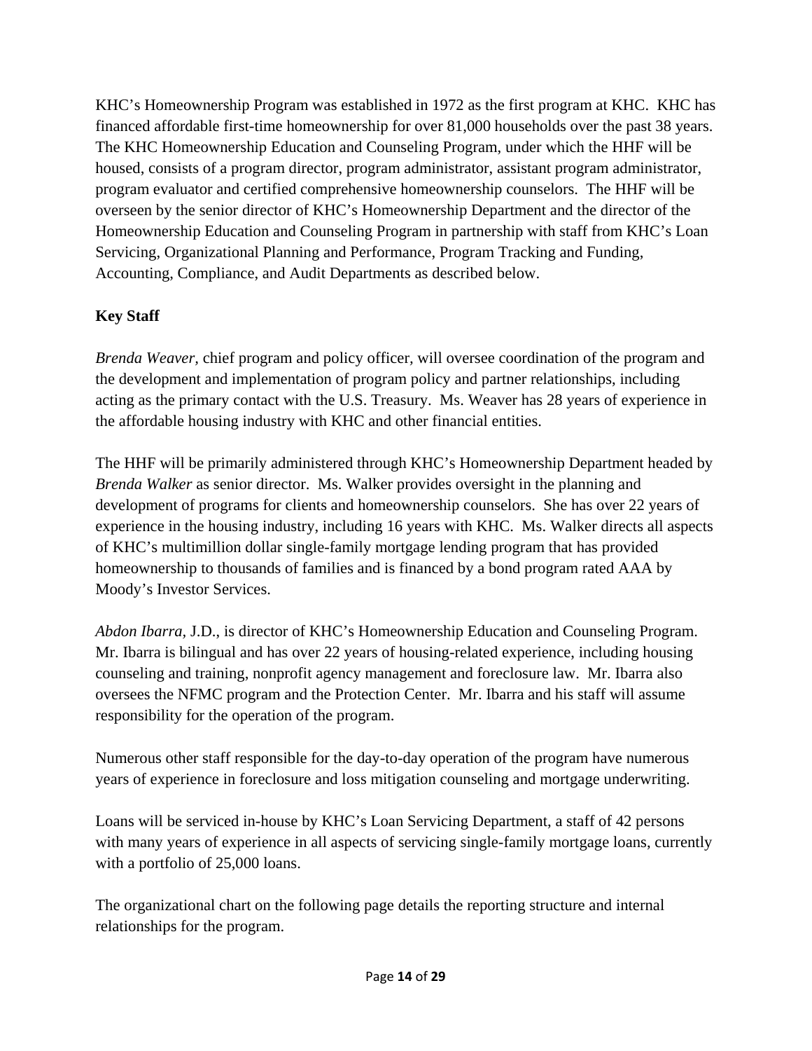KHC's Homeownership Program was established in 1972 as the first program at KHC. KHC has financed affordable first-time homeownership for over 81,000 households over the past 38 years. The KHC Homeownership Education and Counseling Program, under which the HHF will be housed, consists of a program director, program administrator, assistant program administrator, program evaluator and certified comprehensive homeownership counselors. The HHF will be overseen by the senior director of KHC's Homeownership Department and the director of the Homeownership Education and Counseling Program in partnership with staff from KHC's Loan Servicing, Organizational Planning and Performance, Program Tracking and Funding, Accounting, Compliance, and Audit Departments as described below.

**Key Staff**

*Brenda Weaver,* chief program and policy officer, will oversee coordination of the program and the development and implementation of program policy and partner relationships, including acting as the primary contact with the U.S. Treasury. Ms. Weaver has 28 years of experience in the affordable housing industry with KHC and other financial entities.

The HHF will be primarily administered through KHC's Homeownership Department headed by *Brenda Walker* as senior director. Ms. Walker provides oversight in the planning and development of programs for clients and homeownership counselors. She has over 22 years of experience in the housing industry, including 16 years with KHC. Ms. Walker directs all aspects of KHC's multimillion dollar single-family mortgage lending program that has provided homeownership to thousands of families and is financed by a bond program rated AAA by Moody's Investor Services.

*Abdon Ibarra,* J.D., is director of KHC's Homeownership Education and Counseling Program. Mr. Ibarra is bilingual and has over 22 years of housing-related experience, including housing counseling and training, nonprofit agency management and foreclosure law. Mr. Ibarra also oversees the NFMC program and the Protection Center. Mr. Ibarra and his staff will assume responsibility for the operation of the program.

Numerous other staff responsible for the day-to-day operation of the program have numerous years of experience in foreclosure and loss mitigation counseling and mortgage underwriting.

Loans will be serviced in-house by KHC's Loan Servicing Department, a staff of 42 persons with many years of experience in all aspects of servicing single-family mortgage loans, currently with a portfolio of 25,000 loans.

The organizational chart on the following page details the reporting structure and internal relationships for the program.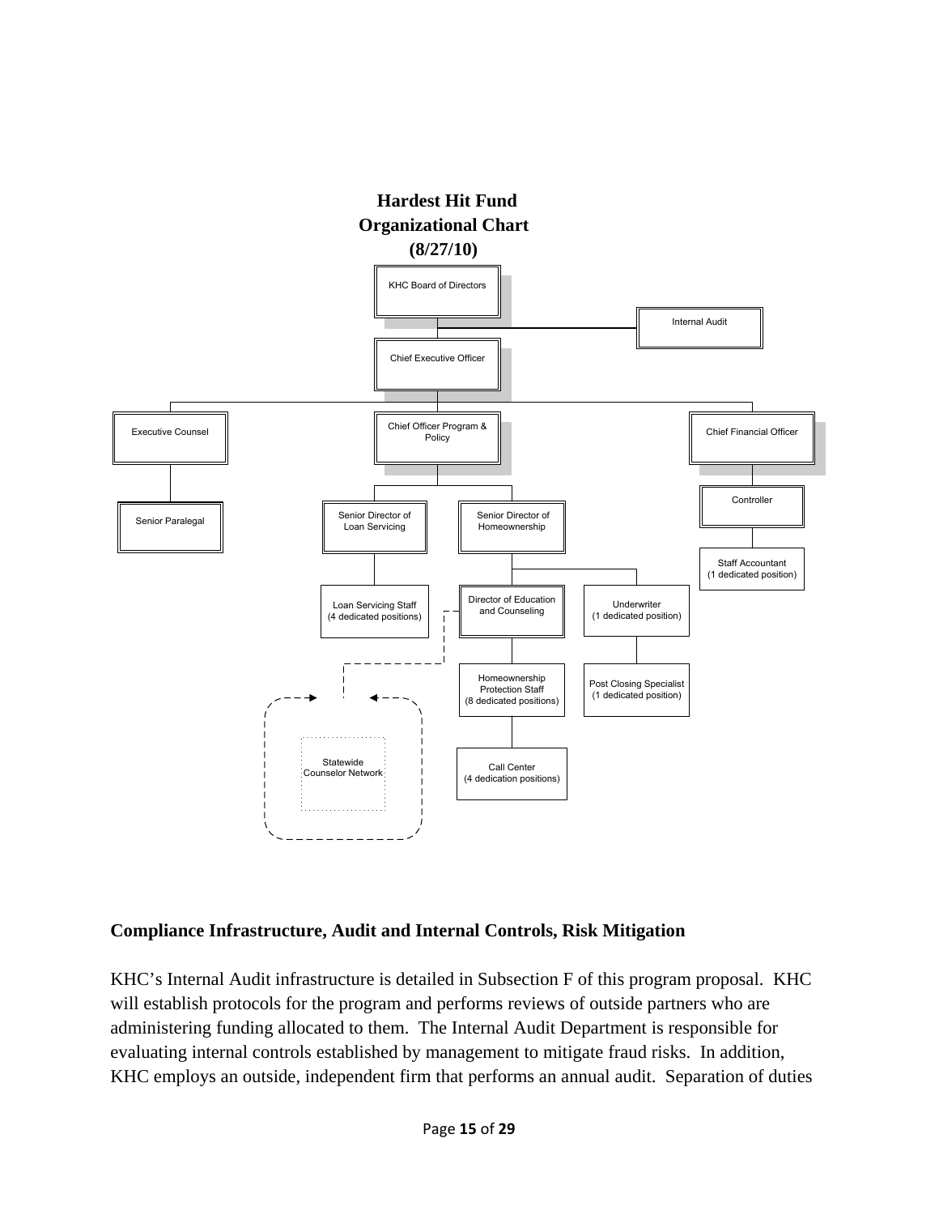## Hardest Hit Fund
## Organizational Chart
## (8/27/10)

- KHC Board of Directors
  - Internal Audit
  - Chief Executive Officer
    - Executive Counsel
      - Senior Paralegal
    - Chief Officer Program & Policy
      - Senior Director of Loan Servicing
        - Loan Servicing Staff (4 dedicated positions)
      - Senior Director of Homeownership
        - Director of Education and Counseling
          - Statewide Counselor Network
          - Homeownership Protection Staff (8 dedicated positions)
            - Call Center (4 dedication positions)
        - Underwriter (1 dedicated position)
          - Post Closing Specialist (1 dedicated position)
    - Chief Financial Officer
      - Controller
        - Staff Accountant (1 dedicated position)

## Compliance Infrastructure, Audit and Internal Controls, Risk Mitigation

KHC's Internal Audit infrastructure is detailed in Subsection F of this program proposal. KHC will establish protocols for the program and performs reviews of outside partners who are administering funding allocated to them. The Internal Audit Department is responsible for evaluating internal controls established by management to mitigate fraud risks. In addition, KHC employs an outside, independent firm that performs an annual audit. Separation of duties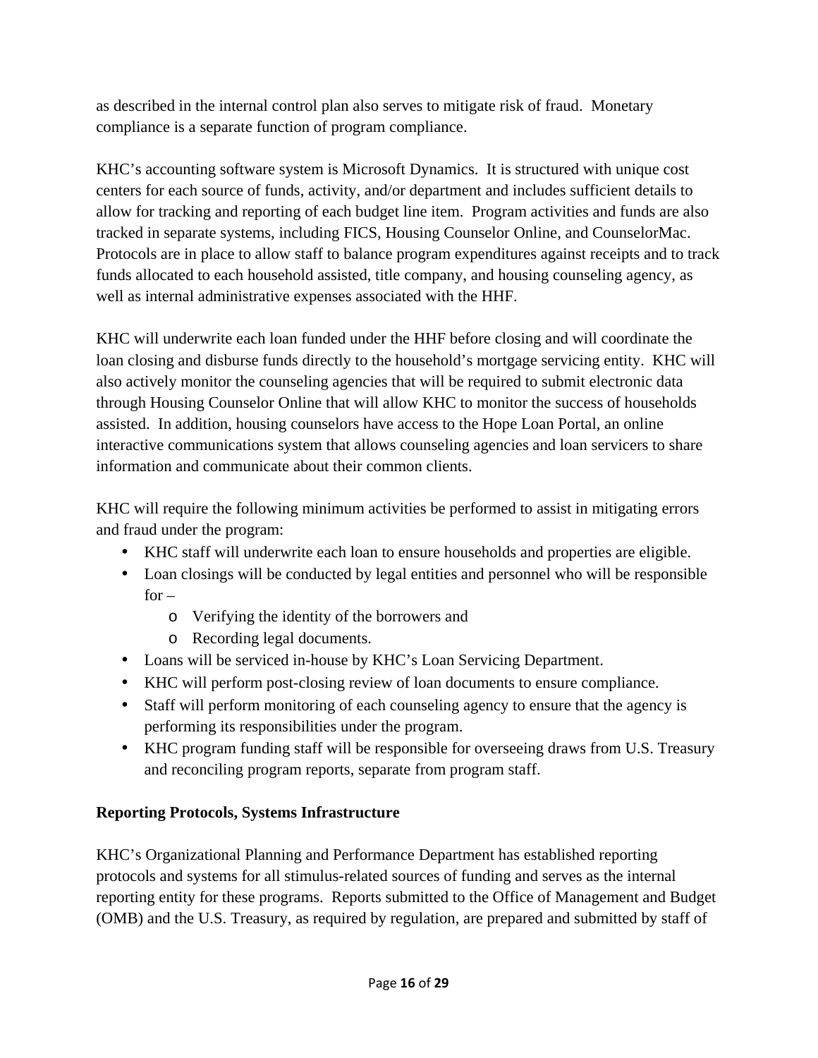as described in the internal control plan also serves to mitigate risk of fraud. Monetary compliance is a separate function of program compliance.

KHC's accounting software system is Microsoft Dynamics. It is structured with unique cost centers for each source of funds, activity, and/or department and includes sufficient details to allow for tracking and reporting of each budget line item. Program activities and funds are also tracked in separate systems, including FICS, Housing Counselor Online, and CounselorMac. Protocols are in place to allow staff to balance program expenditures against receipts and to track funds allocated to each household assisted, title company, and housing counseling agency, as well as internal administrative expenses associated with the HHF.

KHC will underwrite each loan funded under the HHF before closing and will coordinate the loan closing and disburse funds directly to the household's mortgage servicing entity. KHC will also actively monitor the counseling agencies that will be required to submit electronic data through Housing Counselor Online that will allow KHC to monitor the success of households assisted. In addition, housing counselors have access to the Hope Loan Portal, an online interactive communications system that allows counseling agencies and loan servicers to share information and communicate about their common clients.

KHC will require the following minimum activities be performed to assist in mitigating errors and fraud under the program:

- KHC staff will underwrite each loan to ensure households and properties are eligible.
- Loan closings will be conducted by legal entities and personnel who will be responsible for –
  - Verifying the identity of the borrowers and
  - Recording legal documents.
- Loans will be serviced in-house by KHC's Loan Servicing Department.
- KHC will perform post-closing review of loan documents to ensure compliance.
- Staff will perform monitoring of each counseling agency to ensure that the agency is performing its responsibilities under the program.
- KHC program funding staff will be responsible for overseeing draws from U.S. Treasury and reconciling program reports, separate from program staff.

**Reporting Protocols, Systems Infrastructure**

KHC's Organizational Planning and Performance Department has established reporting protocols and systems for all stimulus-related sources of funding and serves as the internal reporting entity for these programs. Reports submitted to the Office of Management and Budget (OMB) and the U.S. Treasury, as required by regulation, are prepared and submitted by staff of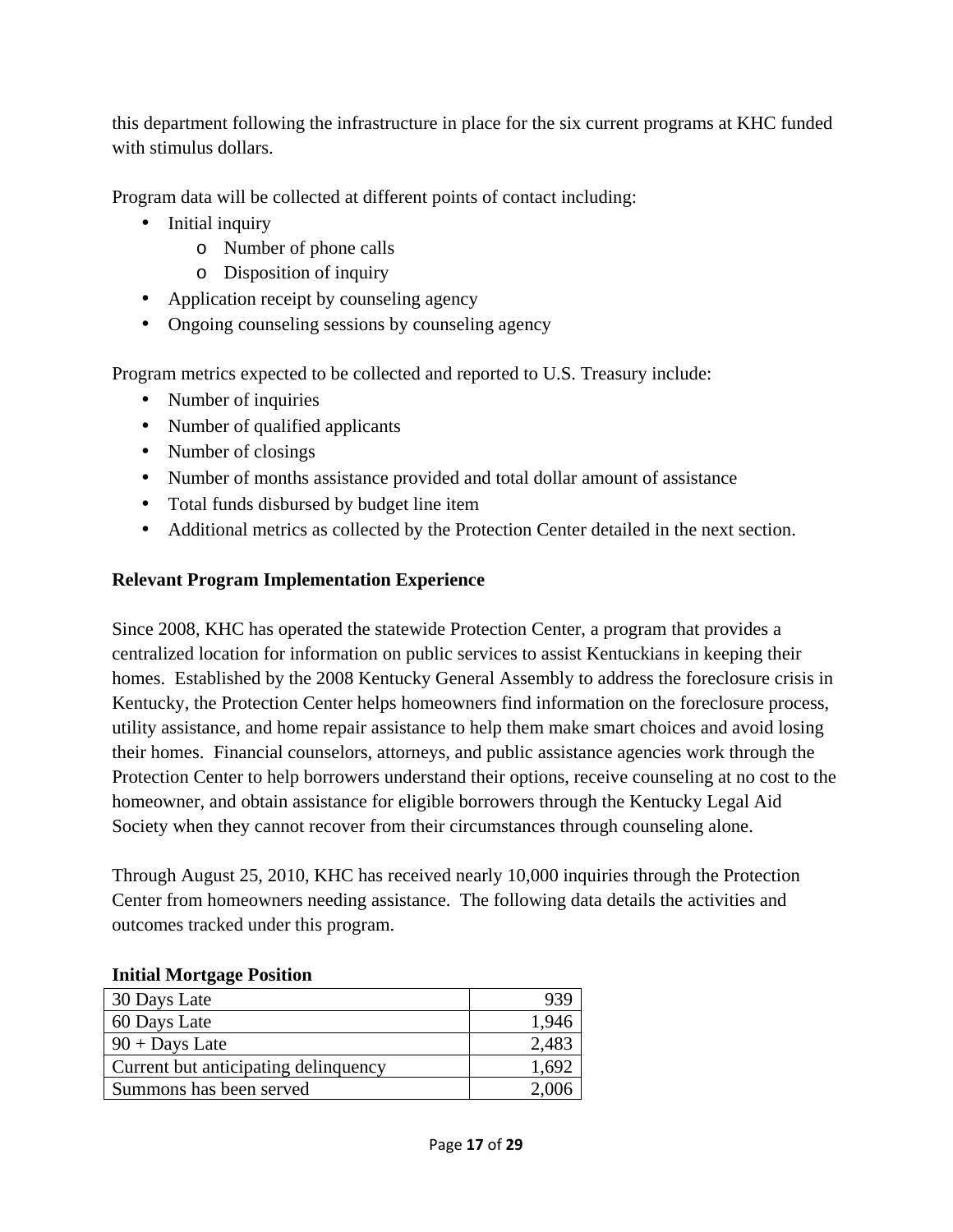this department following the infrastructure in place for the six current programs at KHC funded with stimulus dollars.

Program data will be collected at different points of contact including:

- Initial inquiry
  - Number of phone calls
  - Disposition of inquiry
- Application receipt by counseling agency
- Ongoing counseling sessions by counseling agency

Program metrics expected to be collected and reported to U.S. Treasury include:

- Number of inquiries
- Number of qualified applicants
- Number of closings
- Number of months assistance provided and total dollar amount of assistance
- Total funds disbursed by budget line item
- Additional metrics as collected by the Protection Center detailed in the next section.

**Relevant Program Implementation Experience**

Since 2008, KHC has operated the statewide Protection Center, a program that provides a centralized location for information on public services to assist Kentuckians in keeping their homes. Established by the 2008 Kentucky General Assembly to address the foreclosure crisis in Kentucky, the Protection Center helps homeowners find information on the foreclosure process, utility assistance, and home repair assistance to help them make smart choices and avoid losing their homes. Financial counselors, attorneys, and public assistance agencies work through the Protection Center to help borrowers understand their options, receive counseling at no cost to the homeowner, and obtain assistance for eligible borrowers through the Kentucky Legal Aid Society when they cannot recover from their circumstances through counseling alone.

Through August 25, 2010, KHC has received nearly 10,000 inquiries through the Protection Center from homeowners needing assistance. The following data details the activities and outcomes tracked under this program.

**Initial Mortgage Position**

| | |
|---|---:|
| 30 Days Late | 939 |
| 60 Days Late | 1,946 |
| 90 + Days Late | 2,483 |
| Current but anticipating delinquency | 1,692 |
| Summons has been served | 2,006 |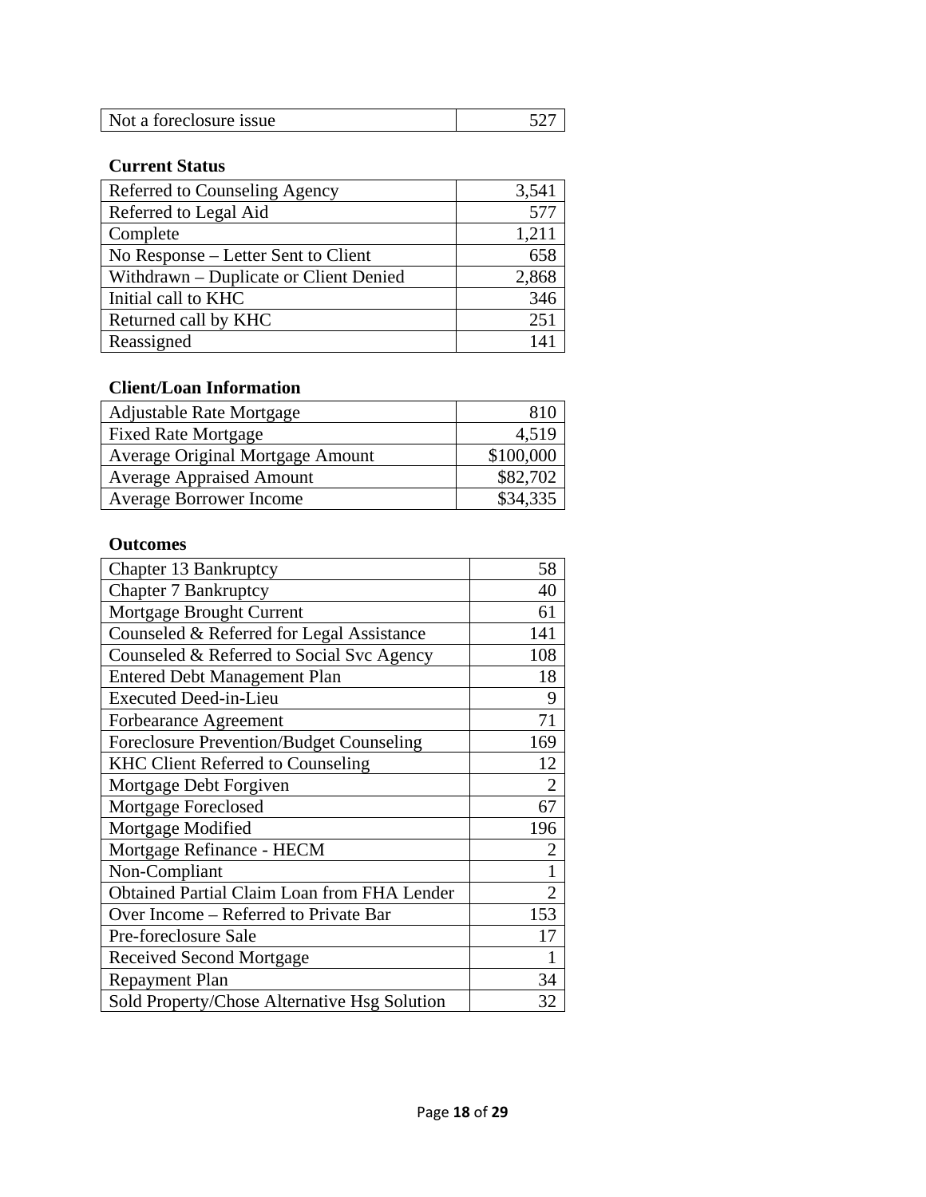| Not a foreclosure issue | 527 |
|---|---|

**Current Status**

| Referred to Counseling Agency | 3,541 |
|---|---|
| Referred to Legal Aid | 577 |
| Complete | 1,211 |
| No Response – Letter Sent to Client | 658 |
| Withdrawn – Duplicate or Client Denied | 2,868 |
| Initial call to KHC | 346 |
| Returned call by KHC | 251 |
| Reassigned | 141 |

**Client/Loan Information**

| Adjustable Rate Mortgage | 810 |
|---|---|
| Fixed Rate Mortgage | 4,519 |
| Average Original Mortgage Amount | $100,000 |
| Average Appraised Amount | $82,702 |
| Average Borrower Income | $34,335 |

**Outcomes**

| Chapter 13 Bankruptcy | 58 |
|---|---|
| Chapter 7 Bankruptcy | 40 |
| Mortgage Brought Current | 61 |
| Counseled & Referred for Legal Assistance | 141 |
| Counseled & Referred to Social Svc Agency | 108 |
| Entered Debt Management Plan | 18 |
| Executed Deed-in-Lieu | 9 |
| Forbearance Agreement | 71 |
| Foreclosure Prevention/Budget Counseling | 169 |
| KHC Client Referred to Counseling | 12 |
| Mortgage Debt Forgiven | 2 |
| Mortgage Foreclosed | 67 |
| Mortgage Modified | 196 |
| Mortgage Refinance - HECM | 2 |
| Non-Compliant | 1 |
| Obtained Partial Claim Loan from FHA Lender | 2 |
| Over Income – Referred to Private Bar | 153 |
| Pre-foreclosure Sale | 17 |
| Received Second Mortgage | 1 |
| Repayment Plan | 34 |
| Sold Property/Chose Alternative Hsg Solution | 32 |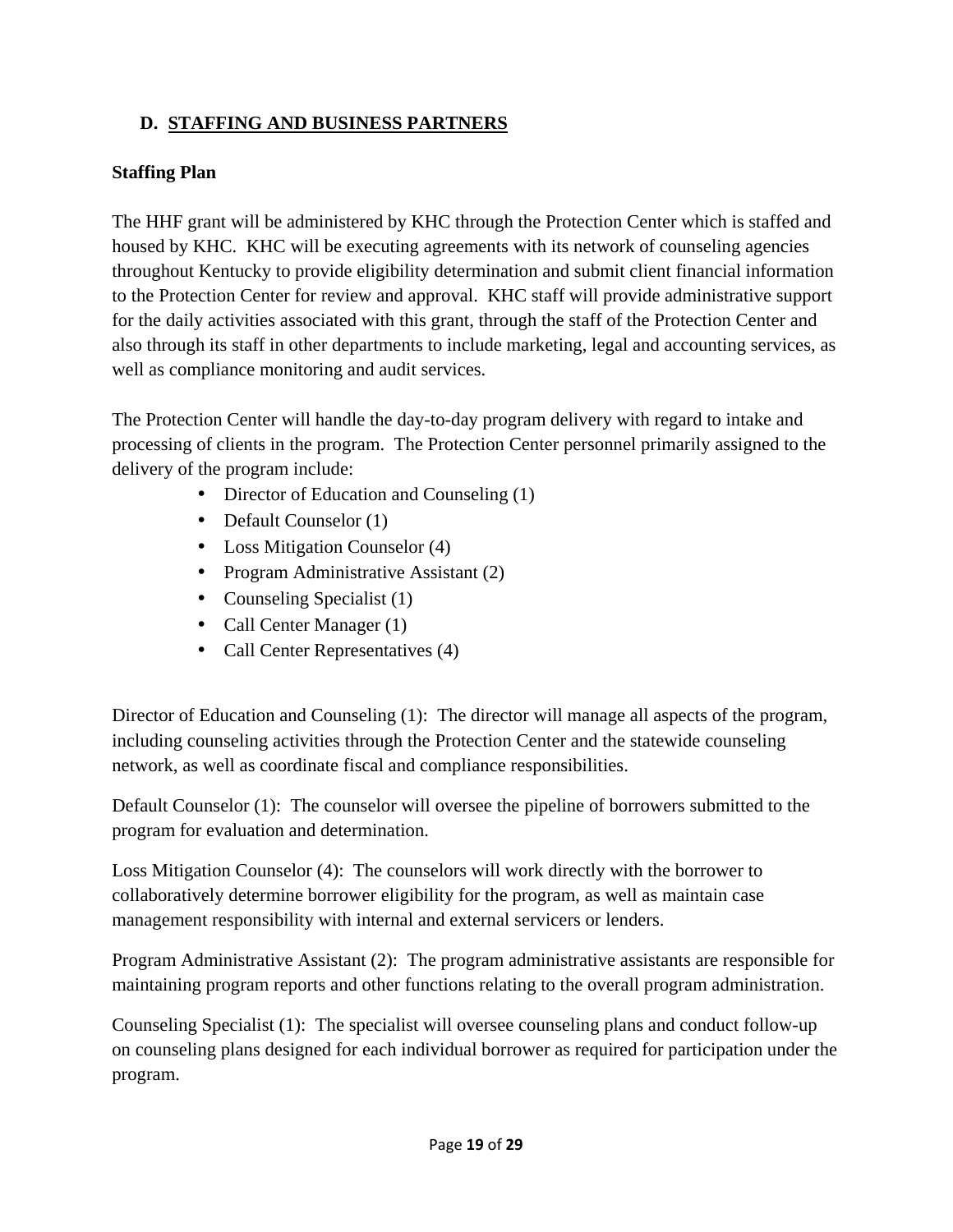## D. STAFFING AND BUSINESS PARTNERS

### Staffing Plan

The HHF grant will be administered by KHC through the Protection Center which is staffed and housed by KHC. KHC will be executing agreements with its network of counseling agencies throughout Kentucky to provide eligibility determination and submit client financial information to the Protection Center for review and approval. KHC staff will provide administrative support for the daily activities associated with this grant, through the staff of the Protection Center and also through its staff in other departments to include marketing, legal and accounting services, as well as compliance monitoring and audit services.

The Protection Center will handle the day-to-day program delivery with regard to intake and processing of clients in the program. The Protection Center personnel primarily assigned to the delivery of the program include:

- Director of Education and Counseling (1)
- Default Counselor (1)
- Loss Mitigation Counselor (4)
- Program Administrative Assistant (2)
- Counseling Specialist (1)
- Call Center Manager (1)
- Call Center Representatives (4)

Director of Education and Counseling (1): The director will manage all aspects of the program, including counseling activities through the Protection Center and the statewide counseling network, as well as coordinate fiscal and compliance responsibilities.

Default Counselor (1): The counselor will oversee the pipeline of borrowers submitted to the program for evaluation and determination.

Loss Mitigation Counselor (4): The counselors will work directly with the borrower to collaboratively determine borrower eligibility for the program, as well as maintain case management responsibility with internal and external servicers or lenders.

Program Administrative Assistant (2): The program administrative assistants are responsible for maintaining program reports and other functions relating to the overall program administration.

Counseling Specialist (1): The specialist will oversee counseling plans and conduct follow-up on counseling plans designed for each individual borrower as required for participation under the program.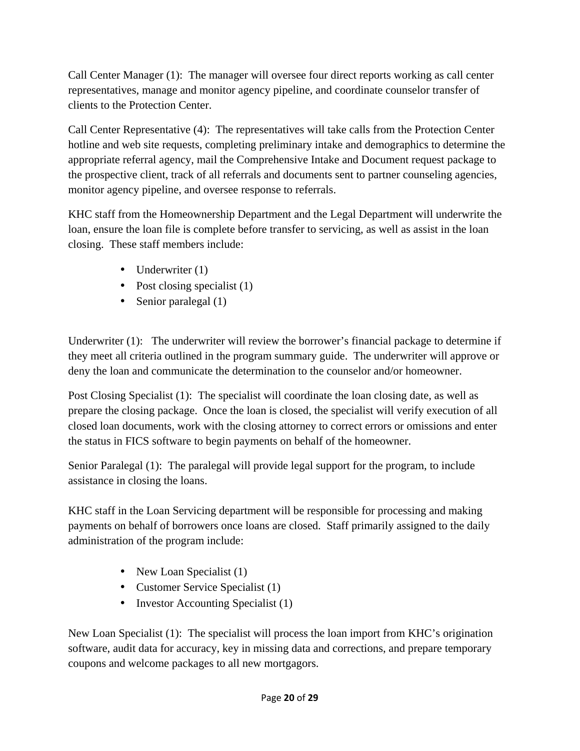Call Center Manager (1): The manager will oversee four direct reports working as call center representatives, manage and monitor agency pipeline, and coordinate counselor transfer of clients to the Protection Center.

Call Center Representative (4): The representatives will take calls from the Protection Center hotline and web site requests, completing preliminary intake and demographics to determine the appropriate referral agency, mail the Comprehensive Intake and Document request package to the prospective client, track of all referrals and documents sent to partner counseling agencies, monitor agency pipeline, and oversee response to referrals.

KHC staff from the Homeownership Department and the Legal Department will underwrite the loan, ensure the loan file is complete before transfer to servicing, as well as assist in the loan closing. These staff members include:

- Underwriter (1)
- Post closing specialist (1)
- Senior paralegal (1)

Underwriter (1): The underwriter will review the borrower's financial package to determine if they meet all criteria outlined in the program summary guide. The underwriter will approve or deny the loan and communicate the determination to the counselor and/or homeowner.

Post Closing Specialist (1): The specialist will coordinate the loan closing date, as well as prepare the closing package. Once the loan is closed, the specialist will verify execution of all closed loan documents, work with the closing attorney to correct errors or omissions and enter the status in FICS software to begin payments on behalf of the homeowner.

Senior Paralegal (1): The paralegal will provide legal support for the program, to include assistance in closing the loans.

KHC staff in the Loan Servicing department will be responsible for processing and making payments on behalf of borrowers once loans are closed. Staff primarily assigned to the daily administration of the program include:

- New Loan Specialist (1)
- Customer Service Specialist (1)
- Investor Accounting Specialist (1)

New Loan Specialist (1): The specialist will process the loan import from KHC's origination software, audit data for accuracy, key in missing data and corrections, and prepare temporary coupons and welcome packages to all new mortgagors.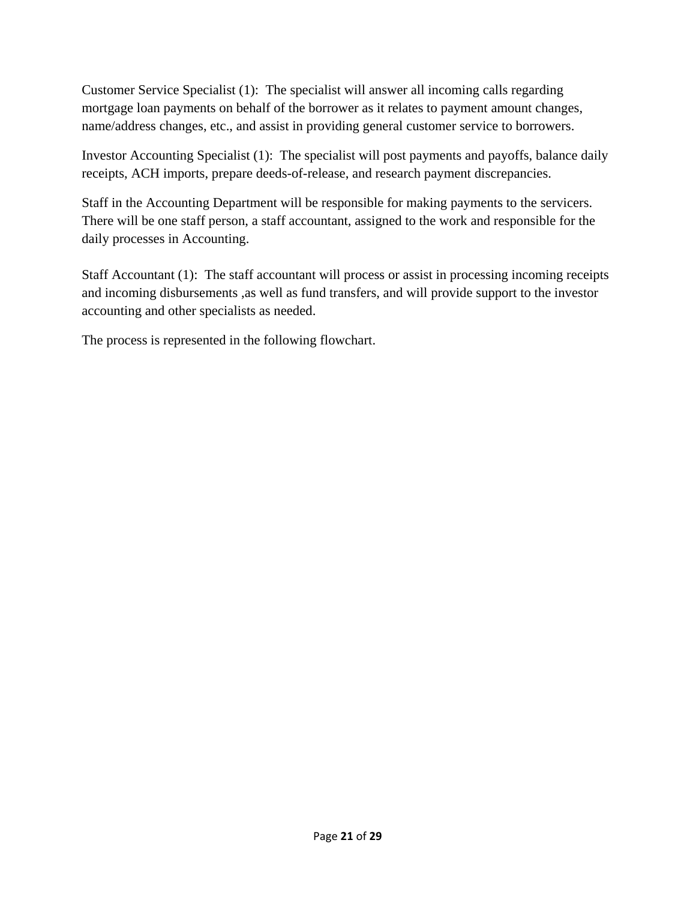Customer Service Specialist (1): The specialist will answer all incoming calls regarding mortgage loan payments on behalf of the borrower as it relates to payment amount changes, name/address changes, etc., and assist in providing general customer service to borrowers.

Investor Accounting Specialist (1): The specialist will post payments and payoffs, balance daily receipts, ACH imports, prepare deeds-of-release, and research payment discrepancies.

Staff in the Accounting Department will be responsible for making payments to the servicers. There will be one staff person, a staff accountant, assigned to the work and responsible for the daily processes in Accounting.

Staff Accountant (1): The staff accountant will process or assist in processing incoming receipts and incoming disbursements ,as well as fund transfers, and will provide support to the investor accounting and other specialists as needed.

The process is represented in the following flowchart.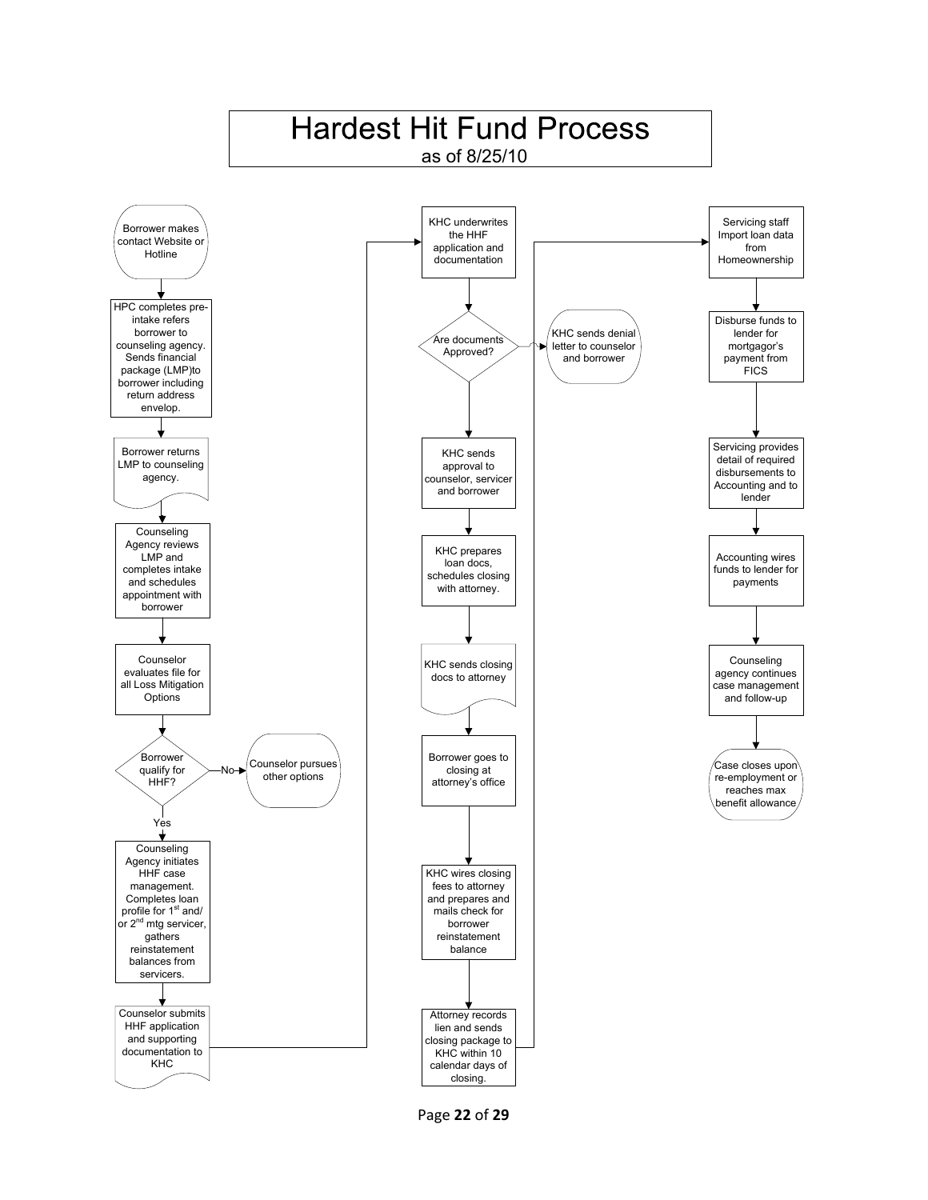# Hardest Hit Fund Process

as of 8/25/10

Borrower makes contact Website or Hotline

HPC completes pre-intake refers borrower to counseling agency. Sends financial package (LMP)to borrower including return address envelop.

Borrower returns LMP to counseling agency.

Counseling Agency reviews LMP and completes intake and schedules appointment with borrower

Counselor evaluates file for all Loss Mitigation Options

Borrower qualify for HHF?

No → Counselor pursues other options

Yes

Counseling Agency initiates HHF case management. Completes loan profile for 1st and/ or 2nd mtg servicer, gathers reinstatement balances from servicers.

Counselor submits HHF application and supporting documentation to KHC

KHC underwrites the HHF application and documentation

Are documents Approved?

KHC sends denial letter to counselor and borrower

KHC sends approval to counselor, servicer and borrower

KHC prepares loan docs, schedules closing with attorney.

KHC sends closing docs to attorney

Borrower goes to closing at attorney's office

KHC wires closing fees to attorney and prepares and mails check for borrower reinstatement balance

Attorney records lien and sends closing package to KHC within 10 calendar days of closing.

Servicing staff Import loan data from Homeownership

Disburse funds to lender for mortgagor's payment from FICS

Servicing provides detail of required disbursements to Accounting and to lender

Accounting wires funds to lender for payments

Counseling agency continues case management and follow-up

Case closes upon re-employment or reaches max benefit allowance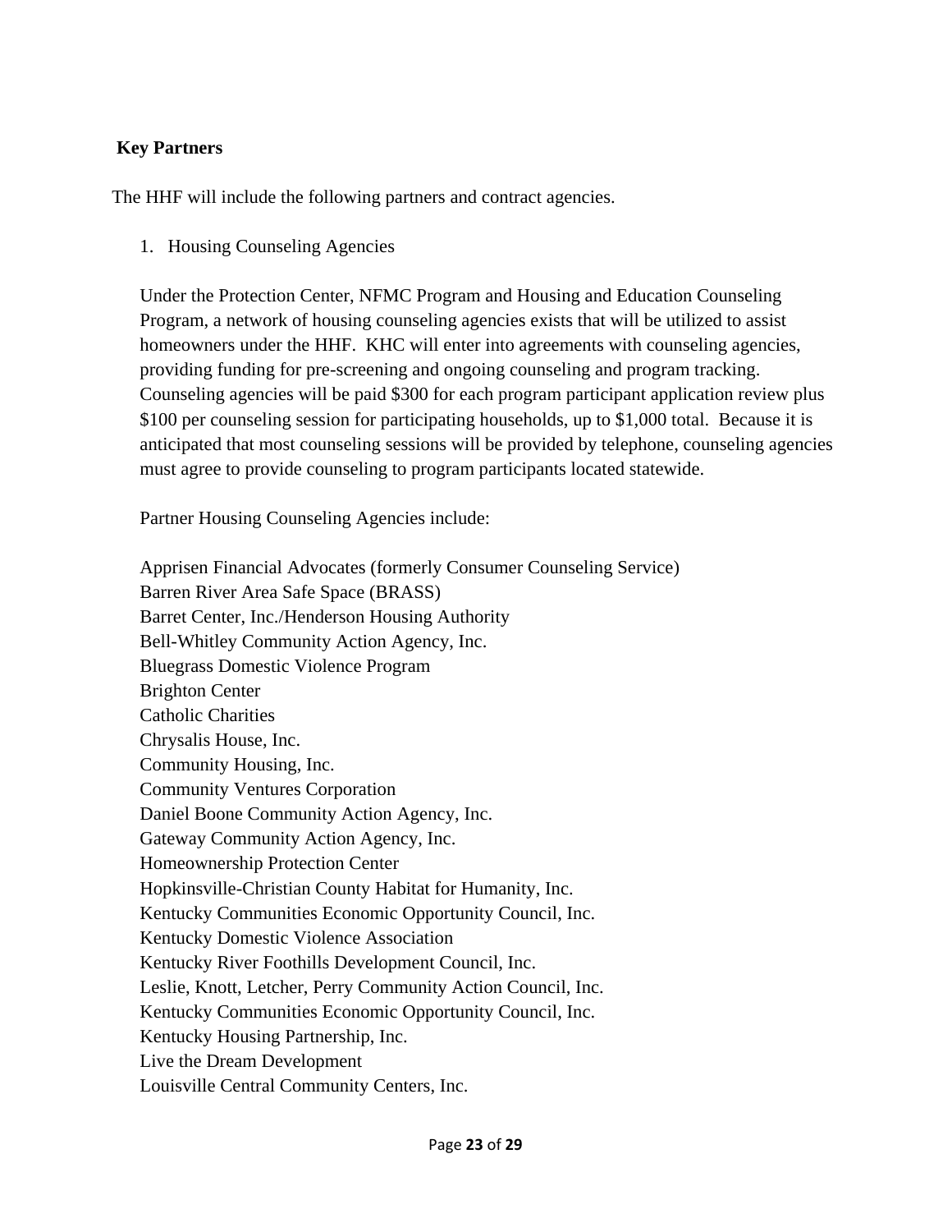**Key Partners**

The HHF will include the following partners and contract agencies.

1. Housing Counseling Agencies

   Under the Protection Center, NFMC Program and Housing and Education Counseling Program, a network of housing counseling agencies exists that will be utilized to assist homeowners under the HHF. KHC will enter into agreements with counseling agencies, providing funding for pre-screening and ongoing counseling and program tracking. Counseling agencies will be paid $300 for each program participant application review plus $100 per counseling session for participating households, up to $1,000 total. Because it is anticipated that most counseling sessions will be provided by telephone, counseling agencies must agree to provide counseling to program participants located statewide.

   Partner Housing Counseling Agencies include:

   Apprisen Financial Advocates (formerly Consumer Counseling Service)
   Barren River Area Safe Space (BRASS)
   Barret Center, Inc./Henderson Housing Authority
   Bell-Whitley Community Action Agency, Inc.
   Bluegrass Domestic Violence Program
   Brighton Center
   Catholic Charities
   Chrysalis House, Inc.
   Community Housing, Inc.
   Community Ventures Corporation
   Daniel Boone Community Action Agency, Inc.
   Gateway Community Action Agency, Inc.
   Homeownership Protection Center
   Hopkinsville-Christian County Habitat for Humanity, Inc.
   Kentucky Communities Economic Opportunity Council, Inc.
   Kentucky Domestic Violence Association
   Kentucky River Foothills Development Council, Inc.
   Leslie, Knott, Letcher, Perry Community Action Council, Inc.
   Kentucky Communities Economic Opportunity Council, Inc.
   Kentucky Housing Partnership, Inc.
   Live the Dream Development
   Louisville Central Community Centers, Inc.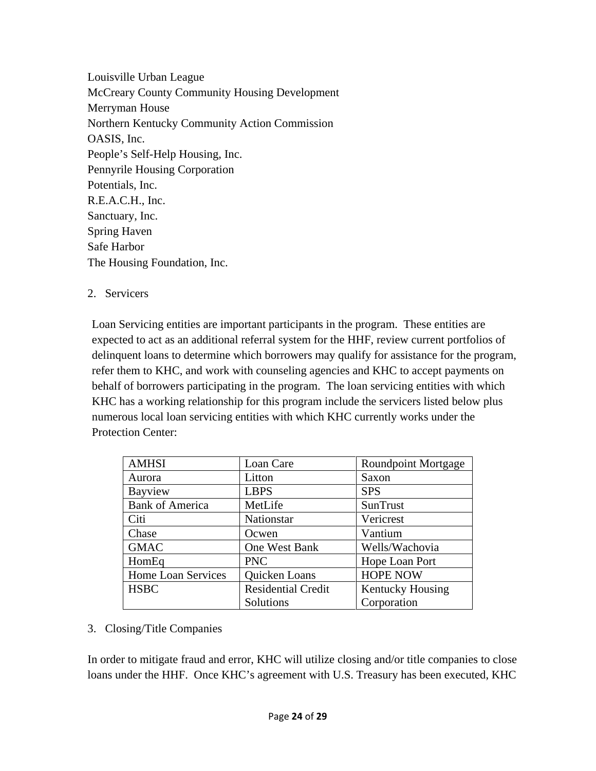Louisville Urban League
McCreary County Community Housing Development
Merryman House
Northern Kentucky Community Action Commission
OASIS, Inc.
People's Self-Help Housing, Inc.
Pennyrile Housing Corporation
Potentials, Inc.
R.E.A.C.H., Inc.
Sanctuary, Inc.
Spring Haven
Safe Harbor
The Housing Foundation, Inc.

2. Servicers

Loan Servicing entities are important participants in the program. These entities are expected to act as an additional referral system for the HHF, review current portfolios of delinquent loans to determine which borrowers may qualify for assistance for the program, refer them to KHC, and work with counseling agencies and KHC to accept payments on behalf of borrowers participating in the program. The loan servicing entities with which KHC has a working relationship for this program include the servicers listed below plus numerous local loan servicing entities with which KHC currently works under the Protection Center:

| | | |
|---|---|---|
| AMHSI | Loan Care | Roundpoint Mortgage |
| Aurora | Litton | Saxon |
| Bayview | LBPS | SPS |
| Bank of America | MetLife | SunTrust |
| Citi | Nationstar | Vericrest |
| Chase | Ocwen | Vantium |
| GMAC | One West Bank | Wells/Wachovia |
| HomEq | PNC | Hope Loan Port |
| Home Loan Services | Quicken Loans | HOPE NOW |
| HSBC | Residential Credit Solutions | Kentucky Housing Corporation |

3. Closing/Title Companies

In order to mitigate fraud and error, KHC will utilize closing and/or title companies to close loans under the HHF. Once KHC's agreement with U.S. Treasury has been executed, KHC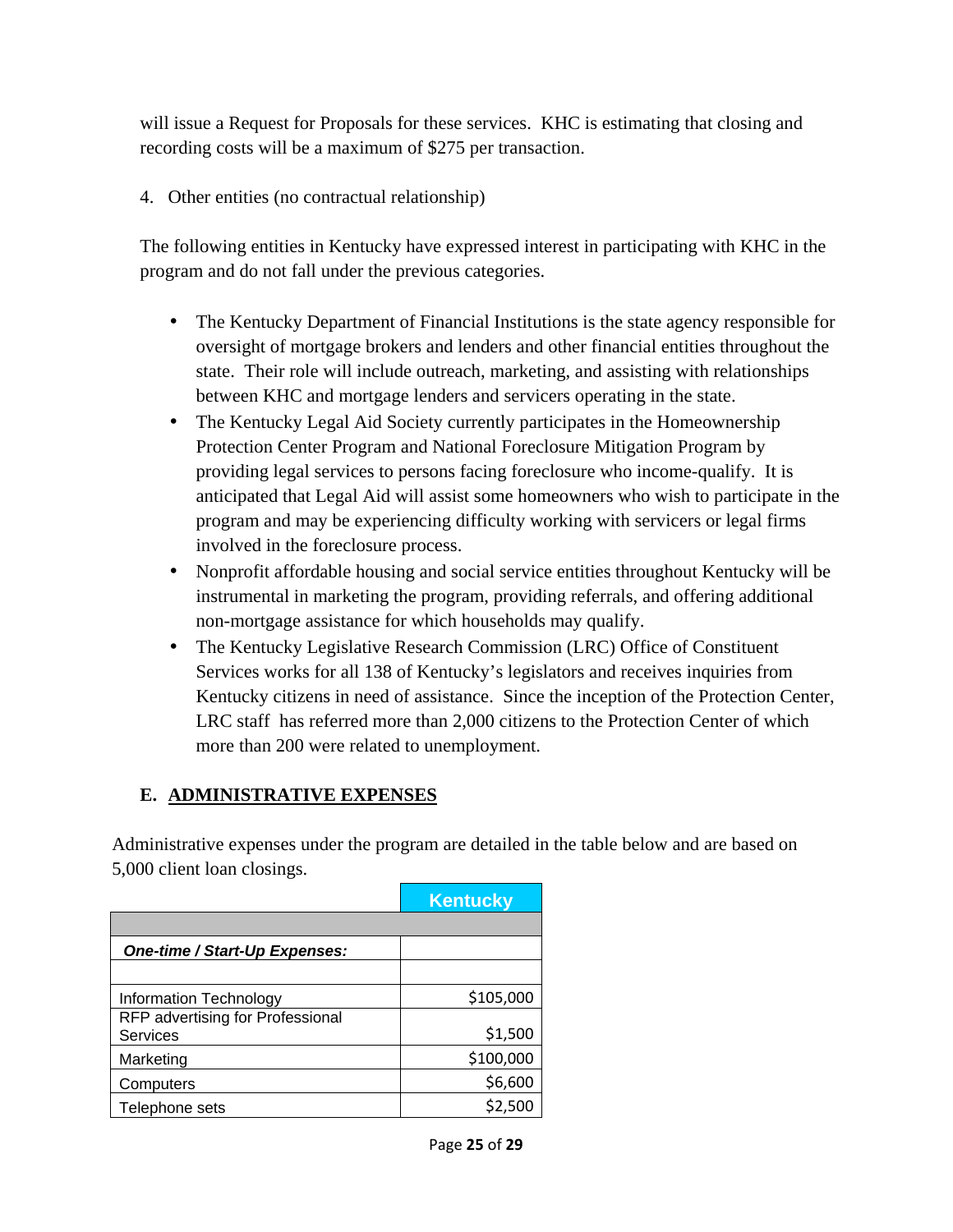will issue a Request for Proposals for these services. KHC is estimating that closing and recording costs will be a maximum of $275 per transaction.

4. Other entities (no contractual relationship)

The following entities in Kentucky have expressed interest in participating with KHC in the program and do not fall under the previous categories.

- The Kentucky Department of Financial Institutions is the state agency responsible for oversight of mortgage brokers and lenders and other financial entities throughout the state. Their role will include outreach, marketing, and assisting with relationships between KHC and mortgage lenders and servicers operating in the state.
- The Kentucky Legal Aid Society currently participates in the Homeownership Protection Center Program and National Foreclosure Mitigation Program by providing legal services to persons facing foreclosure who income-qualify. It is anticipated that Legal Aid will assist some homeowners who wish to participate in the program and may be experiencing difficulty working with servicers or legal firms involved in the foreclosure process.
- Nonprofit affordable housing and social service entities throughout Kentucky will be instrumental in marketing the program, providing referrals, and offering additional non-mortgage assistance for which households may qualify.
- The Kentucky Legislative Research Commission (LRC) Office of Constituent Services works for all 138 of Kentucky's legislators and receives inquiries from Kentucky citizens in need of assistance. Since the inception of the Protection Center, LRC staff has referred more than 2,000 citizens to the Protection Center of which more than 200 were related to unemployment.

## E. ADMINISTRATIVE EXPENSES

Administrative expenses under the program are detailed in the table below and are based on 5,000 client loan closings.

| | Kentucky |
|---|---|
| | |
| ***One-time / Start-Up Expenses:*** | |
| | |
| Information Technology | $105,000 |
| RFP advertising for Professional Services | $1,500 |
| Marketing | $100,000 |
| Computers | $6,600 |
| Telephone sets | $2,500 |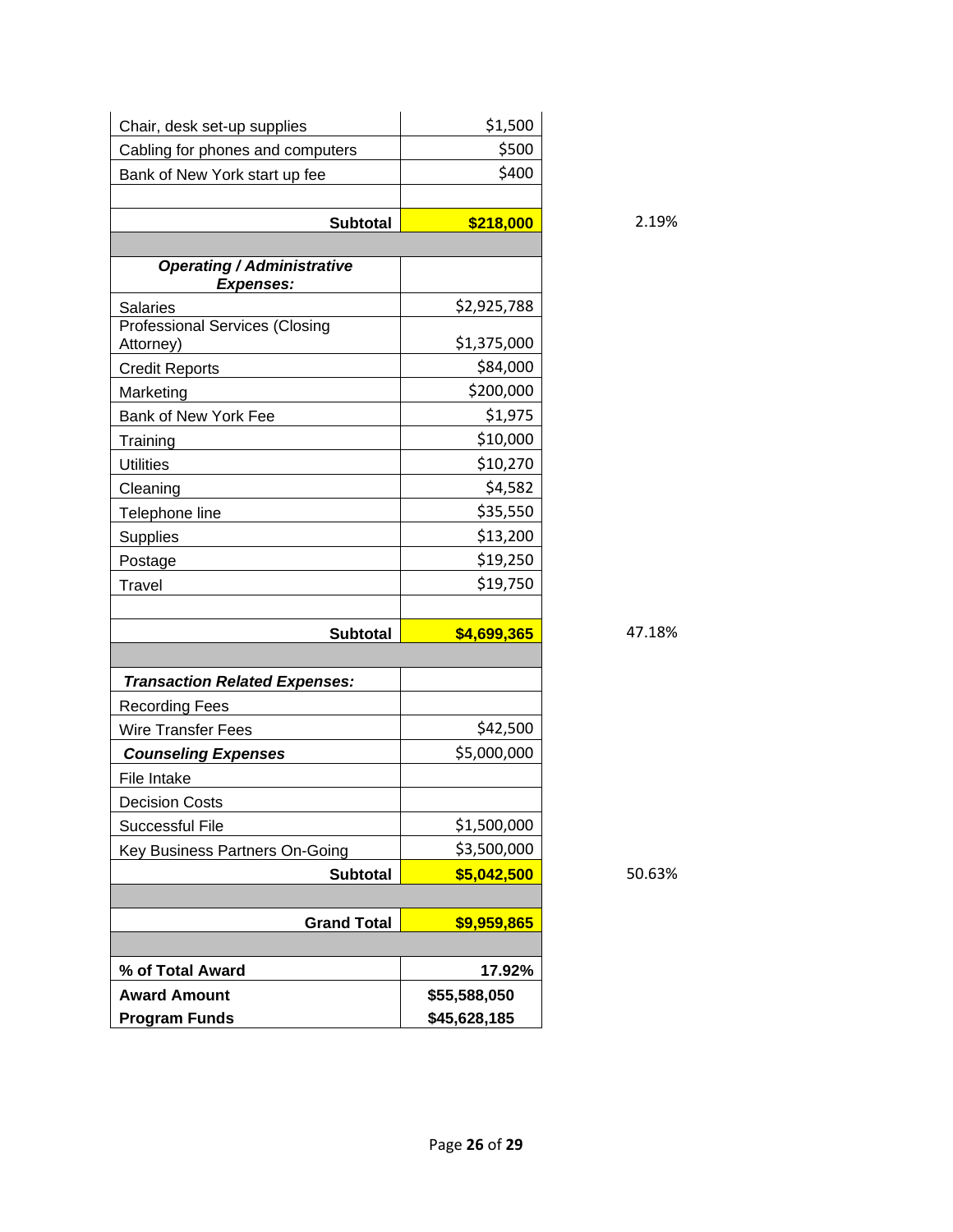| | | |
|---|---|---|
| Chair, desk set-up supplies | $1,500 | |
| Cabling for phones and computers | $500 | |
| Bank of New York start up fee | $400 | |
| | | |
| **Subtotal** | **$218,000** | 2.19% |
| | | |
| ***Operating / Administrative Expenses:*** | | |
| Salaries | $2,925,788 | |
| Professional Services (Closing Attorney) | $1,375,000 | |
| Credit Reports | $84,000 | |
| Marketing | $200,000 | |
| Bank of New York Fee | $1,975 | |
| Training | $10,000 | |
| Utilities | $10,270 | |
| Cleaning | $4,582 | |
| Telephone line | $35,550 | |
| Supplies | $13,200 | |
| Postage | $19,250 | |
| Travel | $19,750 | |
| | | |
| **Subtotal** | **$4,699,365** | 47.18% |
| | | |
| ***Transaction Related Expenses:*** | | |
| Recording Fees | | |
| Wire Transfer Fees | $42,500 | |
| ***Counseling Expenses*** | $5,000,000 | |
| File Intake | | |
| Decision Costs | | |
| Successful File | $1,500,000 | |
| Key Business Partners On-Going | $3,500,000 | |
| **Subtotal** | **$5,042,500** | 50.63% |
| | | |
| **Grand Total** | **$9,959,865** | |
| | | |
| **% of Total Award** | **17.92%** | |
| **Award Amount** | **$55,588,050** | |
| **Program Funds** | **$45,628,185** | |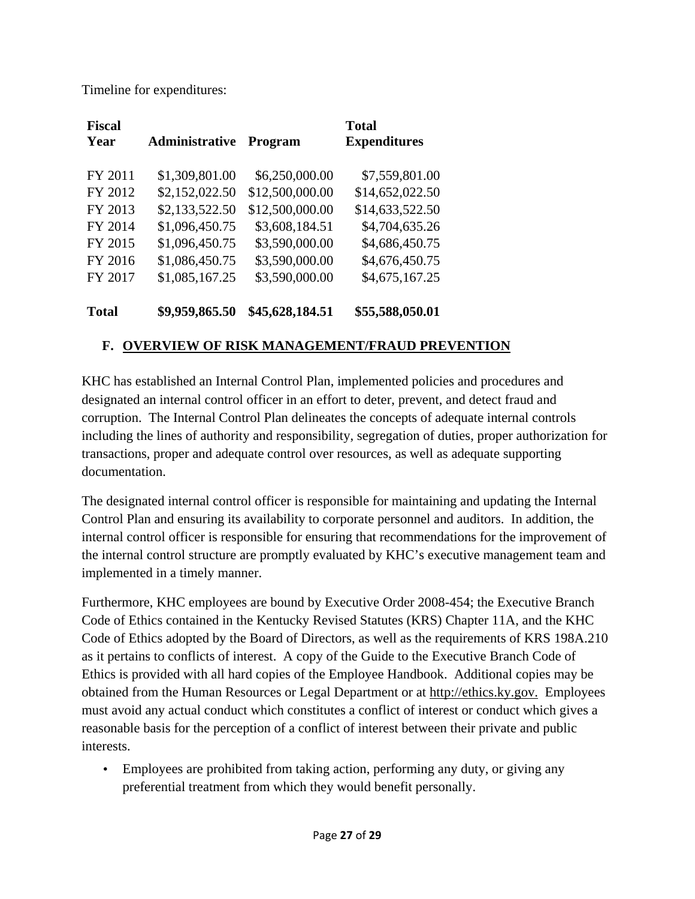Timeline for expenditures:

| Fiscal Year | Administrative | Program | Total Expenditures |
|---|---|---|---|
| FY 2011 | $1,309,801.00 | $6,250,000.00 | $7,559,801.00 |
| FY 2012 | $2,152,022.50 | $12,500,000.00 | $14,652,022.50 |
| FY 2013 | $2,133,522.50 | $12,500,000.00 | $14,633,522.50 |
| FY 2014 | $1,096,450.75 | $3,608,184.51 | $4,704,635.26 |
| FY 2015 | $1,096,450.75 | $3,590,000.00 | $4,686,450.75 |
| FY 2016 | $1,086,450.75 | $3,590,000.00 | $4,676,450.75 |
| FY 2017 | $1,085,167.25 | $3,590,000.00 | $4,675,167.25 |
| **Total** | **$9,959,865.50** | **$45,628,184.51** | **$55,588,050.01** |

## F. OVERVIEW OF RISK MANAGEMENT/FRAUD PREVENTION

KHC has established an Internal Control Plan, implemented policies and procedures and designated an internal control officer in an effort to deter, prevent, and detect fraud and corruption. The Internal Control Plan delineates the concepts of adequate internal controls including the lines of authority and responsibility, segregation of duties, proper authorization for transactions, proper and adequate control over resources, as well as adequate supporting documentation.

The designated internal control officer is responsible for maintaining and updating the Internal Control Plan and ensuring its availability to corporate personnel and auditors. In addition, the internal control officer is responsible for ensuring that recommendations for the improvement of the internal control structure are promptly evaluated by KHC's executive management team and implemented in a timely manner.

Furthermore, KHC employees are bound by Executive Order 2008-454; the Executive Branch Code of Ethics contained in the Kentucky Revised Statutes (KRS) Chapter 11A, and the KHC Code of Ethics adopted by the Board of Directors, as well as the requirements of KRS 198A.210 as it pertains to conflicts of interest. A copy of the Guide to the Executive Branch Code of Ethics is provided with all hard copies of the Employee Handbook. Additional copies may be obtained from the Human Resources or Legal Department or at http://ethics.ky.gov. Employees must avoid any actual conduct which constitutes a conflict of interest or conduct which gives a reasonable basis for the perception of a conflict of interest between their private and public interests.

- Employees are prohibited from taking action, performing any duty, or giving any preferential treatment from which they would benefit personally.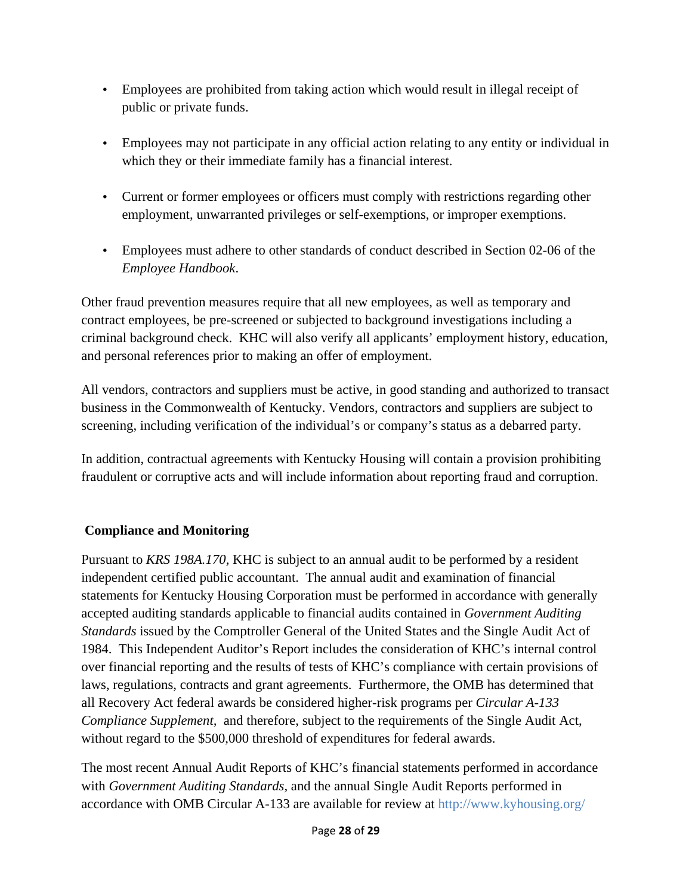- Employees are prohibited from taking action which would result in illegal receipt of public or private funds.
- Employees may not participate in any official action relating to any entity or individual in which they or their immediate family has a financial interest.
- Current or former employees or officers must comply with restrictions regarding other employment, unwarranted privileges or self-exemptions, or improper exemptions.
- Employees must adhere to other standards of conduct described in Section 02-06 of the *Employee Handbook*.

Other fraud prevention measures require that all new employees, as well as temporary and contract employees, be pre-screened or subjected to background investigations including a criminal background check. KHC will also verify all applicants' employment history, education, and personal references prior to making an offer of employment.

All vendors, contractors and suppliers must be active, in good standing and authorized to transact business in the Commonwealth of Kentucky. Vendors, contractors and suppliers are subject to screening, including verification of the individual's or company's status as a debarred party.

In addition, contractual agreements with Kentucky Housing will contain a provision prohibiting fraudulent or corruptive acts and will include information about reporting fraud and corruption.

**Compliance and Monitoring**

Pursuant to *KRS 198A.170*, KHC is subject to an annual audit to be performed by a resident independent certified public accountant. The annual audit and examination of financial statements for Kentucky Housing Corporation must be performed in accordance with generally accepted auditing standards applicable to financial audits contained in *Government Auditing Standards* issued by the Comptroller General of the United States and the Single Audit Act of 1984. This Independent Auditor's Report includes the consideration of KHC's internal control over financial reporting and the results of tests of KHC's compliance with certain provisions of laws, regulations, contracts and grant agreements. Furthermore, the OMB has determined that all Recovery Act federal awards be considered higher-risk programs per *Circular A-133 Compliance Supplement*, and therefore, subject to the requirements of the Single Audit Act, without regard to the $500,000 threshold of expenditures for federal awards.

The most recent Annual Audit Reports of KHC's financial statements performed in accordance with *Government Auditing Standards*, and the annual Single Audit Reports performed in accordance with OMB Circular A-133 are available for review at http://www.kyhousing.org/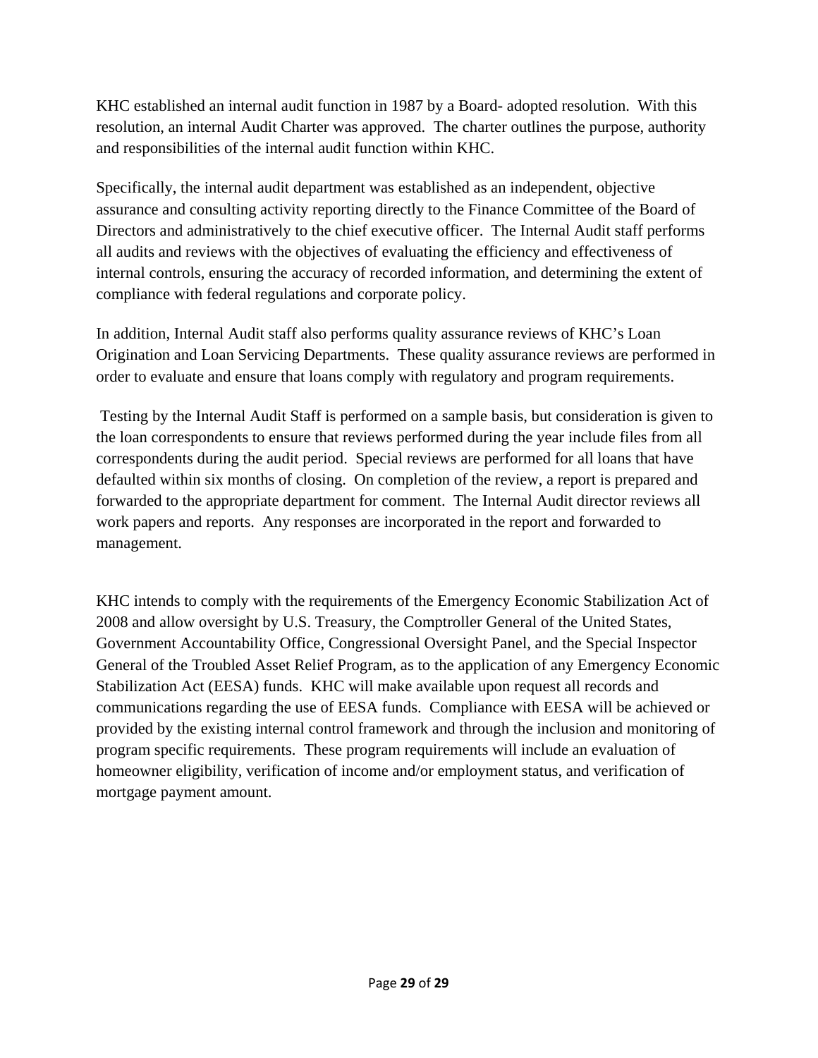KHC established an internal audit function in 1987 by a Board- adopted resolution. With this resolution, an internal Audit Charter was approved. The charter outlines the purpose, authority and responsibilities of the internal audit function within KHC.

Specifically, the internal audit department was established as an independent, objective assurance and consulting activity reporting directly to the Finance Committee of the Board of Directors and administratively to the chief executive officer. The Internal Audit staff performs all audits and reviews with the objectives of evaluating the efficiency and effectiveness of internal controls, ensuring the accuracy of recorded information, and determining the extent of compliance with federal regulations and corporate policy.

In addition, Internal Audit staff also performs quality assurance reviews of KHC's Loan Origination and Loan Servicing Departments. These quality assurance reviews are performed in order to evaluate and ensure that loans comply with regulatory and program requirements.

Testing by the Internal Audit Staff is performed on a sample basis, but consideration is given to the loan correspondents to ensure that reviews performed during the year include files from all correspondents during the audit period. Special reviews are performed for all loans that have defaulted within six months of closing. On completion of the review, a report is prepared and forwarded to the appropriate department for comment. The Internal Audit director reviews all work papers and reports. Any responses are incorporated in the report and forwarded to management.

KHC intends to comply with the requirements of the Emergency Economic Stabilization Act of 2008 and allow oversight by U.S. Treasury, the Comptroller General of the United States, Government Accountability Office, Congressional Oversight Panel, and the Special Inspector General of the Troubled Asset Relief Program, as to the application of any Emergency Economic Stabilization Act (EESA) funds. KHC will make available upon request all records and communications regarding the use of EESA funds. Compliance with EESA will be achieved or provided by the existing internal control framework and through the inclusion and monitoring of program specific requirements. These program requirements will include an evaluation of homeowner eligibility, verification of income and/or employment status, and verification of mortgage payment amount.